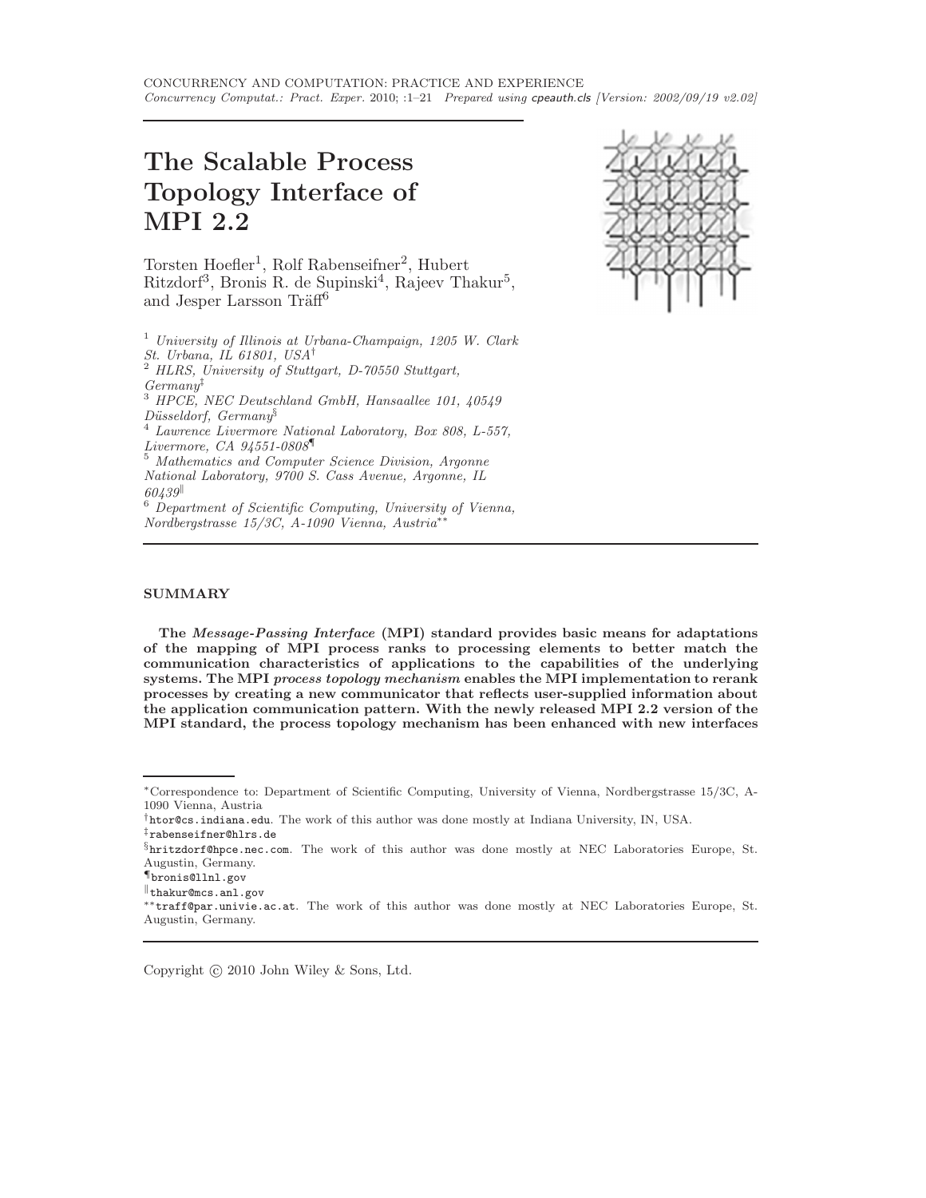# The Scalable Process Topology Interface of MPI 2.2

Torsten Hoefler[1], Rolf Rabenseifner[2], Hubert Ritzdorf[3], Bronis R. de Supinski[4], Rajeev Thakur[5], and Jesper Larsson Träff[6]

[1] *University of Illinois at Urbana-Champaign, 1205 W. Clark St. Urbana, IL 61801, USA*[†]
[2] *HLRS, University of Stuttgart, D-70550 Stuttgart, Germany*[‡]
[3] *HPCE, NEC Deutschland GmbH, Hansaallee 101, 40549 Düsseldorf, Germany*[§]
[4] *Lawrence Livermore National Laboratory, Box 808, L-557, Livermore, CA 94551-0808*[¶]
[5] *Mathematics and Computer Science Division, Argonne National Laboratory, 9700 S. Cass Avenue, Argonne, IL 60439*[‖]
[6] *Department of Scientific Computing, University of Vienna, Nordbergstrasse 15/3C, A-1090 Vienna, Austria*[**]

## SUMMARY

**The *Message-Passing Interface* (MPI) standard provides basic means for adaptations of the mapping of MPI process ranks to processing elements to better match the communication characteristics of applications to the capabilities of the underlying systems. The MPI *process topology mechanism* enables the MPI implementation to rerank processes by creating a new communicator that reflects user-supplied information about the application communication pattern. With the newly released MPI 2.2 version of the MPI standard, the process topology mechanism has been enhanced with new interfaces**

---

[*] Correspondence to: Department of Scientific Computing, University of Vienna, Nordbergstrasse 15/3C, A-1090 Vienna, Austria
[†] `htor@cs.indiana.edu`. The work of this author was done mostly at Indiana University, IN, USA.
[‡] `rabenseifner@hlrs.de`
[§] `hritzdorf@hpce.nec.com`. The work of this author was done mostly at NEC Laboratories Europe, St. Augustin, Germany.
[¶] `bronis@llnl.gov`
[‖] `thakur@mcs.anl.gov`
[**] `traff@par.univie.ac.at`. The work of this author was done mostly at NEC Laboratories Europe, St. Augustin, Germany.

Copyright © 2010 John Wiley & Sons, Ltd.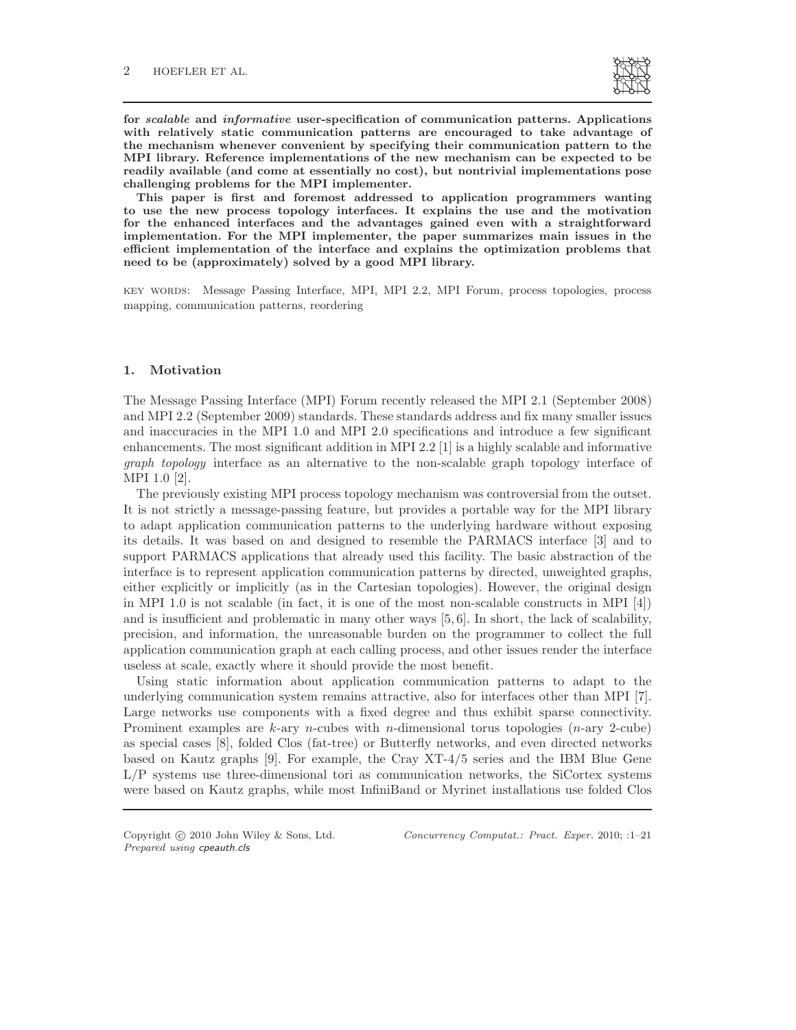**for *scalable* and *informative* user-specification of communication patterns. Applications with relatively static communication patterns are encouraged to take advantage of the mechanism whenever convenient by specifying their communication pattern to the MPI library. Reference implementations of the new mechanism can be expected to be readily available (and come at essentially no cost), but nontrivial implementations pose challenging problems for the MPI implementer.**

**This paper is first and foremost addressed to application programmers wanting to use the new process topology interfaces. It explains the use and the motivation for the enhanced interfaces and the advantages gained even with a straightforward implementation. For the MPI implementer, the paper summarizes main issues in the efficient implementation of the interface and explains the optimization problems that need to be (approximately) solved by a good MPI library.**

KEY WORDS: Message Passing Interface, MPI, MPI 2.2, MPI Forum, process topologies, process mapping, communication patterns, reordering

## 1. Motivation

The Message Passing Interface (MPI) Forum recently released the MPI 2.1 (September 2008) and MPI 2.2 (September 2009) standards. These standards address and fix many smaller issues and inaccuracies in the MPI 1.0 and MPI 2.0 specifications and introduce a few significant enhancements. The most significant addition in MPI 2.2 [1] is a highly scalable and informative *graph topology* interface as an alternative to the non-scalable graph topology interface of MPI 1.0 [2].

The previously existing MPI process topology mechanism was controversial from the outset. It is not strictly a message-passing feature, but provides a portable way for the MPI library to adapt application communication patterns to the underlying hardware without exposing its details. It was based on and designed to resemble the PARMACS interface [3] and to support PARMACS applications that already used this facility. The basic abstraction of the interface is to represent application communication patterns by directed, unweighted graphs, either explicitly or implicitly (as in the Cartesian topologies). However, the original design in MPI 1.0 is not scalable (in fact, it is one of the most non-scalable constructs in MPI [4]) and is insufficient and problematic in many other ways [5, 6]. In short, the lack of scalability, precision, and information, the unreasonable burden on the programmer to collect the full application communication graph at each calling process, and other issues render the interface useless at scale, exactly where it should provide the most benefit.

Using static information about application communication patterns to adapt to the underlying communication system remains attractive, also for interfaces other than MPI [7]. Large networks use components with a fixed degree and thus exhibit sparse connectivity. Prominent examples are $k$-ary $n$-cubes with $n$-dimensional torus topologies ($n$-ary 2-cube) as special cases [8], folded Clos (fat-tree) or Butterfly networks, and even directed networks based on Kautz graphs [9]. For example, the Cray XT-4/5 series and the IBM Blue Gene L/P systems use three-dimensional tori as communication networks, the SiCortex systems were based on Kautz graphs, while most InfiniBand or Myrinet installations use folded Clos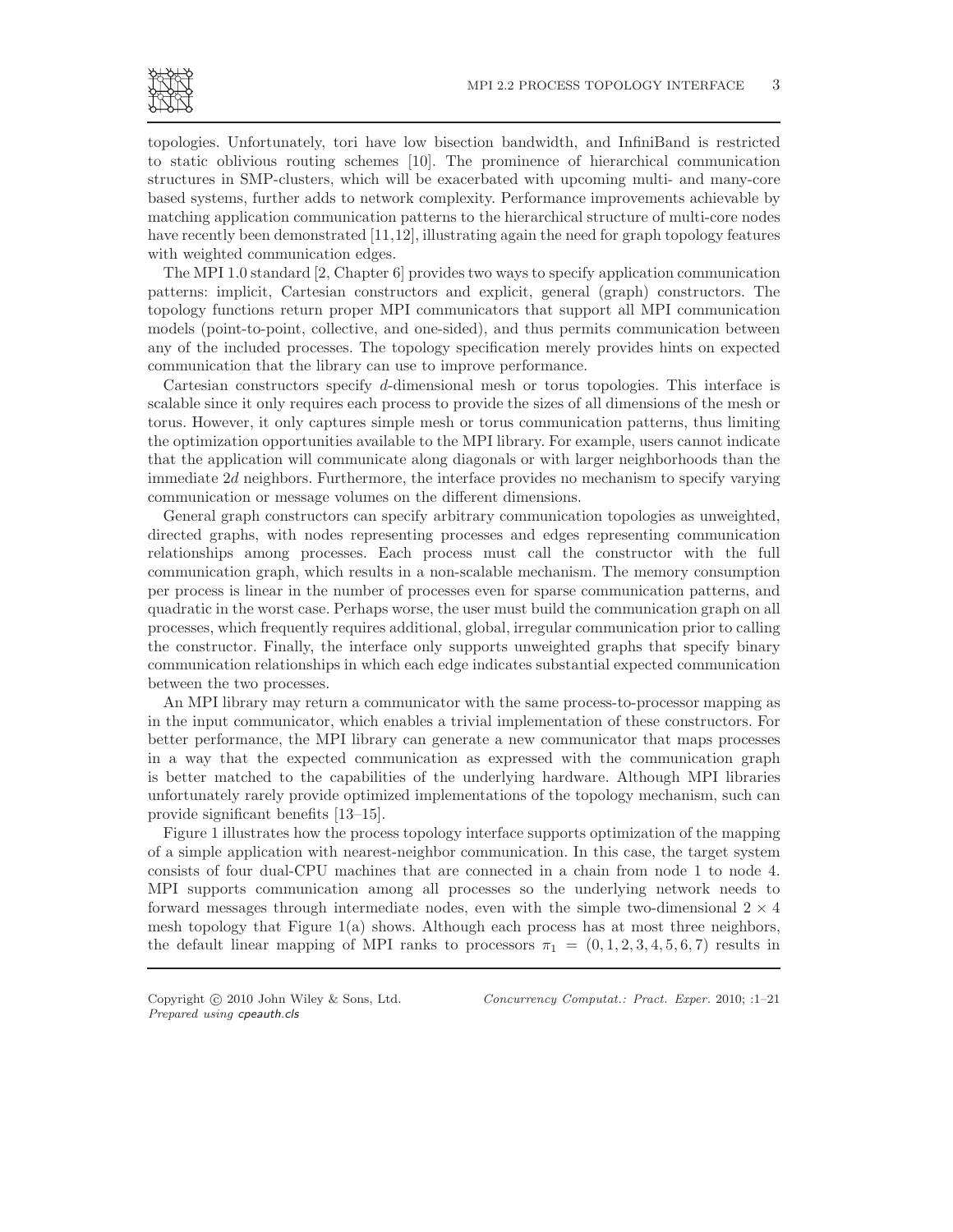topologies. Unfortunately, tori have low bisection bandwidth, and InfiniBand is restricted to static oblivious routing schemes [10]. The prominence of hierarchical communication structures in SMP-clusters, which will be exacerbated with upcoming multi- and many-core based systems, further adds to network complexity. Performance improvements achievable by matching application communication patterns to the hierarchical structure of multi-core nodes have recently been demonstrated [11,12], illustrating again the need for graph topology features with weighted communication edges.

The MPI 1.0 standard [2, Chapter 6] provides two ways to specify application communication patterns: implicit, Cartesian constructors and explicit, general (graph) constructors. The topology functions return proper MPI communicators that support all MPI communication models (point-to-point, collective, and one-sided), and thus permits communication between any of the included processes. The topology specification merely provides hints on expected communication that the library can use to improve performance.

Cartesian constructors specify $d$-dimensional mesh or torus topologies. This interface is scalable since it only requires each process to provide the sizes of all dimensions of the mesh or torus. However, it only captures simple mesh or torus communication patterns, thus limiting the optimization opportunities available to the MPI library. For example, users cannot indicate that the application will communicate along diagonals or with larger neighborhoods than the immediate $2d$ neighbors. Furthermore, the interface provides no mechanism to specify varying communication or message volumes on the different dimensions.

General graph constructors can specify arbitrary communication topologies as unweighted, directed graphs, with nodes representing processes and edges representing communication relationships among processes. Each process must call the constructor with the full communication graph, which results in a non-scalable mechanism. The memory consumption per process is linear in the number of processes even for sparse communication patterns, and quadratic in the worst case. Perhaps worse, the user must build the communication graph on all processes, which frequently requires additional, global, irregular communication prior to calling the constructor. Finally, the interface only supports unweighted graphs that specify binary communication relationships in which each edge indicates substantial expected communication between the two processes.

An MPI library may return a communicator with the same process-to-processor mapping as in the input communicator, which enables a trivial implementation of these constructors. For better performance, the MPI library can generate a new communicator that maps processes in a way that the expected communication as expressed with the communication graph is better matched to the capabilities of the underlying hardware. Although MPI libraries unfortunately rarely provide optimized implementations of the topology mechanism, such can provide significant benefits [13–15].

Figure 1 illustrates how the process topology interface supports optimization of the mapping of a simple application with nearest-neighbor communication. In this case, the target system consists of four dual-CPU machines that are connected in a chain from node 1 to node 4. MPI supports communication among all processes so the underlying network needs to forward messages through intermediate nodes, even with the simple two-dimensional $2 \times 4$ mesh topology that Figure 1(a) shows. Although each process has at most three neighbors, the default linear mapping of MPI ranks to processors $\pi_1 = (0, 1, 2, 3, 4, 5, 6, 7)$ results in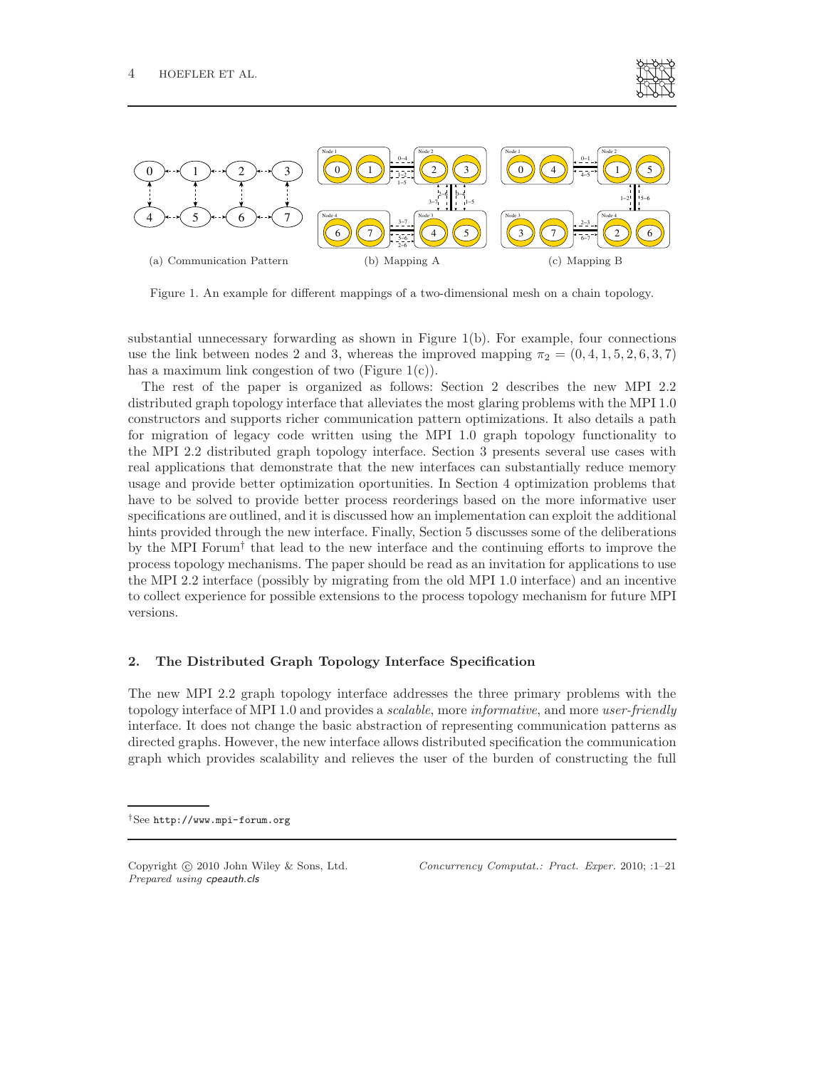(a) Communication Pattern (b) Mapping A (c) Mapping B

Figure 1. An example for different mappings of a two-dimensional mesh on a chain topology.

substantial unnecessary forwarding as shown in Figure 1(b). For example, four connections use the link between nodes 2 and 3, whereas the improved mapping $\pi_2 = (0, 4, 1, 5, 2, 6, 3, 7)$ has a maximum link congestion of two (Figure 1(c)).

The rest of the paper is organized as follows: Section 2 describes the new MPI 2.2 distributed graph topology interface that alleviates the most glaring problems with the MPI 1.0 constructors and supports richer communication pattern optimizations. It also details a path for migration of legacy code written using the MPI 1.0 graph topology functionality to the MPI 2.2 distributed graph topology interface. Section 3 presents several use cases with real applications that demonstrate that the new interfaces can substantially reduce memory usage and provide better optimization oportunities. In Section 4 optimization problems that have to be solved to provide better process reorderings based on the more informative user specifications are outlined, and it is discussed how an implementation can exploit the additional hints provided through the new interface. Finally, Section 5 discusses some of the deliberations by the MPI Forum† that lead to the new interface and the continuing efforts to improve the process topology mechanisms. The paper should be read as an invitation for applications to use the MPI 2.2 interface (possibly by migrating from the old MPI 1.0 interface) and an incentive to collect experience for possible extensions to the process topology mechanism for future MPI versions.

## 2. The Distributed Graph Topology Interface Specification

The new MPI 2.2 graph topology interface addresses the three primary problems with the topology interface of MPI 1.0 and provides a *scalable*, more *informative*, and more *user-friendly* interface. It does not change the basic abstraction of representing communication patterns as directed graphs. However, the new interface allows distributed specification the communication graph which provides scalability and relieves the user of the burden of constructing the full

†See http://www.mpi-forum.org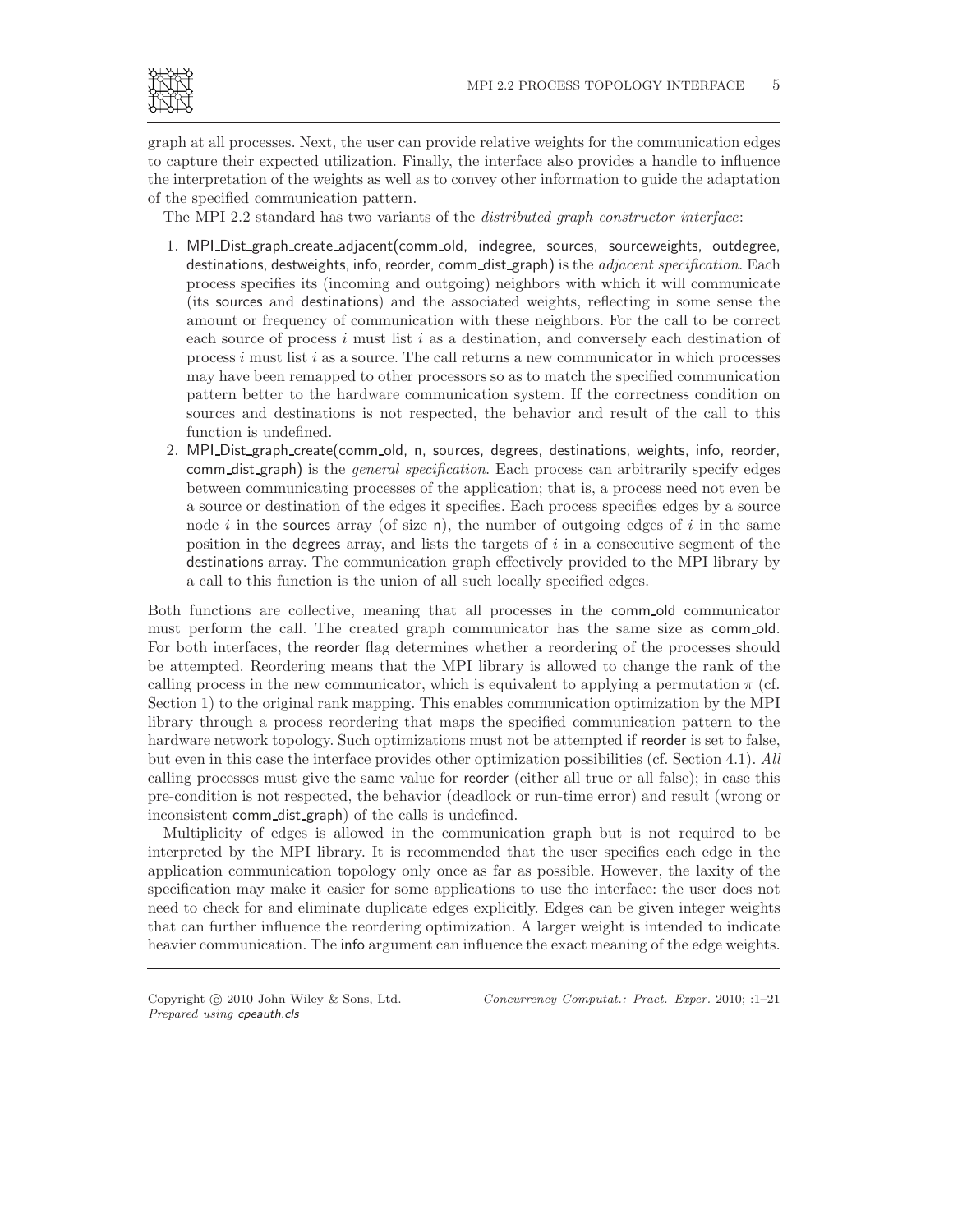graph at all processes. Next, the user can provide relative weights for the communication edges to capture their expected utilization. Finally, the interface also provides a handle to influence the interpretation of the weights as well as to convey other information to guide the adaptation of the specified communication pattern.

The MPI 2.2 standard has two variants of the *distributed graph constructor interface*:

1. MPI_Dist_graph_create_adjacent(comm_old, indegree, sources, sourceweights, outdegree, destinations, destweights, info, reorder, comm_dist_graph) is the *adjacent specification*. Each process specifies its (incoming and outgoing) neighbors with which it will communicate (its sources and destinations) and the associated weights, reflecting in some sense the amount or frequency of communication with these neighbors. For the call to be correct each source of process $i$ must list $i$ as a destination, and conversely each destination of process $i$ must list $i$ as a source. The call returns a new communicator in which processes may have been remapped to other processors so as to match the specified communication pattern better to the hardware communication system. If the correctness condition on sources and destinations is not respected, the behavior and result of the call to this function is undefined.
2. MPI_Dist_graph_create(comm_old, n, sources, degrees, destinations, weights, info, reorder, comm_dist_graph) is the *general specification*. Each process can arbitrarily specify edges between communicating processes of the application; that is, a process need not even be a source or destination of the edges it specifies. Each process specifies edges by a source node $i$ in the sources array (of size n), the number of outgoing edges of $i$ in the same position in the degrees array, and lists the targets of $i$ in a consecutive segment of the destinations array. The communication graph effectively provided to the MPI library by a call to this function is the union of all such locally specified edges.

Both functions are collective, meaning that all processes in the comm_old communicator must perform the call. The created graph communicator has the same size as comm_old. For both interfaces, the reorder flag determines whether a reordering of the processes should be attempted. Reordering means that the MPI library is allowed to change the rank of the calling process in the new communicator, which is equivalent to applying a permutation $\pi$ (cf. Section 1) to the original rank mapping. This enables communication optimization by the MPI library through a process reordering that maps the specified communication pattern to the hardware network topology. Such optimizations must not be attempted if reorder is set to false, but even in this case the interface provides other optimization possibilities (cf. Section 4.1). *All* calling processes must give the same value for reorder (either all true or all false); in case this pre-condition is not respected, the behavior (deadlock or run-time error) and result (wrong or inconsistent comm_dist_graph) of the calls is undefined.

Multiplicity of edges is allowed in the communication graph but is not required to be interpreted by the MPI library. It is recommended that the user specifies each edge in the application communication topology only once as far as possible. However, the laxity of the specification may make it easier for some applications to use the interface: the user does not need to check for and eliminate duplicate edges explicitly. Edges can be given integer weights that can further influence the reordering optimization. A larger weight is intended to indicate heavier communication. The info argument can influence the exact meaning of the edge weights.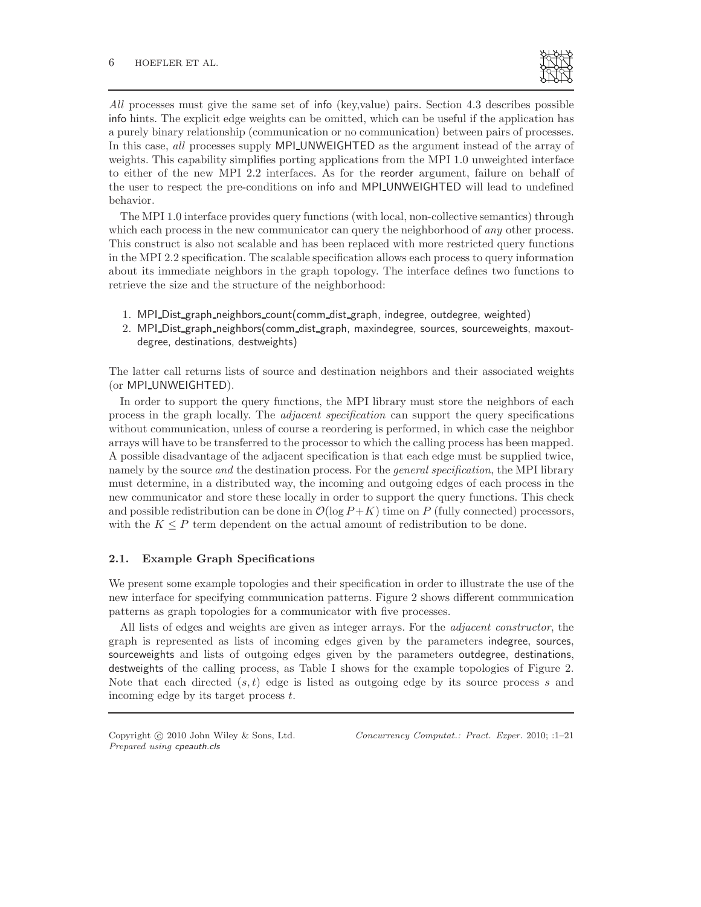*All* processes must give the same set of info (key,value) pairs. Section 4.3 describes possible info hints. The explicit edge weights can be omitted, which can be useful if the application has a purely binary relationship (communication or no communication) between pairs of processes. In this case, *all* processes supply MPI_UNWEIGHTED as the argument instead of the array of weights. This capability simplifies porting applications from the MPI 1.0 unweighted interface to either of the new MPI 2.2 interfaces. As for the reorder argument, failure on behalf of the user to respect the pre-conditions on info and MPI_UNWEIGHTED will lead to undefined behavior.

The MPI 1.0 interface provides query functions (with local, non-collective semantics) through which each process in the new communicator can query the neighborhood of *any* other process. This construct is also not scalable and has been replaced with more restricted query functions in the MPI 2.2 specification. The scalable specification allows each process to query information about its immediate neighbors in the graph topology. The interface defines two functions to retrieve the size and the structure of the neighborhood:

1. MPI_Dist_graph_neighbors_count(comm_dist_graph, indegree, outdegree, weighted)
2. MPI_Dist_graph_neighbors(comm_dist_graph, maxindegree, sources, sourceweights, maxoutdegree, destinations, destweights)

The latter call returns lists of source and destination neighbors and their associated weights (or MPI_UNWEIGHTED).

In order to support the query functions, the MPI library must store the neighbors of each process in the graph locally. The *adjacent specification* can support the query specifications without communication, unless of course a reordering is performed, in which case the neighbor arrays will have to be transferred to the processor to which the calling process has been mapped. A possible disadvantage of the adjacent specification is that each edge must be supplied twice, namely by the source *and* the destination process. For the *general specification*, the MPI library must determine, in a distributed way, the incoming and outgoing edges of each process in the new communicator and store these locally in order to support the query functions. This check and possible redistribution can be done in $\mathcal{O}(\log P + K)$ time on $P$ (fully connected) processors, with the $K \leq P$ term dependent on the actual amount of redistribution to be done.

### 2.1. Example Graph Specifications

We present some example topologies and their specification in order to illustrate the use of the new interface for specifying communication patterns. Figure 2 shows different communication patterns as graph topologies for a communicator with five processes.

All lists of edges and weights are given as integer arrays. For the *adjacent constructor*, the graph is represented as lists of incoming edges given by the parameters indegree, sources, sourceweights and lists of outgoing edges given by the parameters outdegree, destinations, destweights of the calling process, as Table I shows for the example topologies of Figure 2. Note that each directed $(s, t)$ edge is listed as outgoing edge by its source process $s$ and incoming edge by its target process $t$.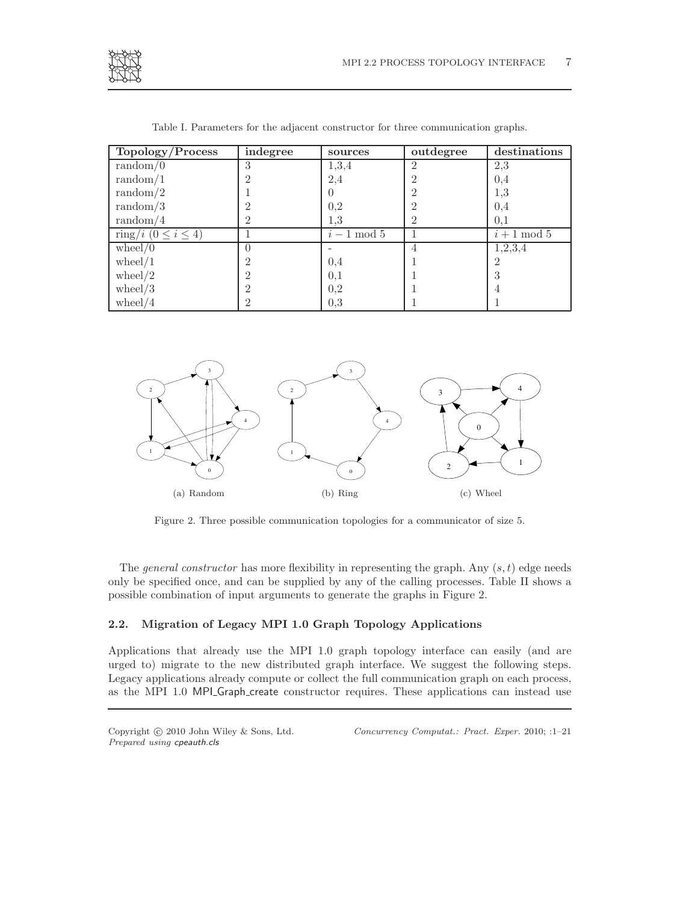Table I. Parameters for the adjacent constructor for three communication graphs.

| Topology/Process | indegree | sources | outdegree | destinations |
|---|---|---|---|---|
| random/0 | 3 | 1,3,4 | 2 | 2,3 |
| random/1 | 2 | 2,4 | 2 | 0,4 |
| random/2 | 1 | 0 | 2 | 1,3 |
| random/3 | 2 | 0,2 | 2 | 0,4 |
| random/4 | 2 | 1,3 | 2 | 0,1 |
| ring/$i$ ($0 \leq i \leq 4$) | 1 | $i - 1 \bmod 5$ | 1 | $i + 1 \bmod 5$ |
| wheel/0 | 0 | - | 4 | 1,2,3,4 |
| wheel/1 | 2 | 0,4 | 1 | 2 |
| wheel/2 | 2 | 0,1 | 1 | 3 |
| wheel/3 | 2 | 0,2 | 1 | 4 |
| wheel/4 | 2 | 0,3 | 1 | 1 |

(a) Random (b) Ring (c) Wheel

Figure 2. Three possible communication topologies for a communicator of size 5.

The *general constructor* has more flexibility in representing the graph. Any $(s, t)$ edge needs only be specified once, and can be supplied by any of the calling processes. Table II shows a possible combination of input arguments to generate the graphs in Figure 2.

### 2.2. Migration of Legacy MPI 1.0 Graph Topology Applications

Applications that already use the MPI 1.0 graph topology interface can easily (and are urged to) migrate to the new distributed graph interface. We suggest the following steps. Legacy applications already compute or collect the full communication graph on each process, as the MPI 1.0 MPI_Graph_create constructor requires. These applications can instead use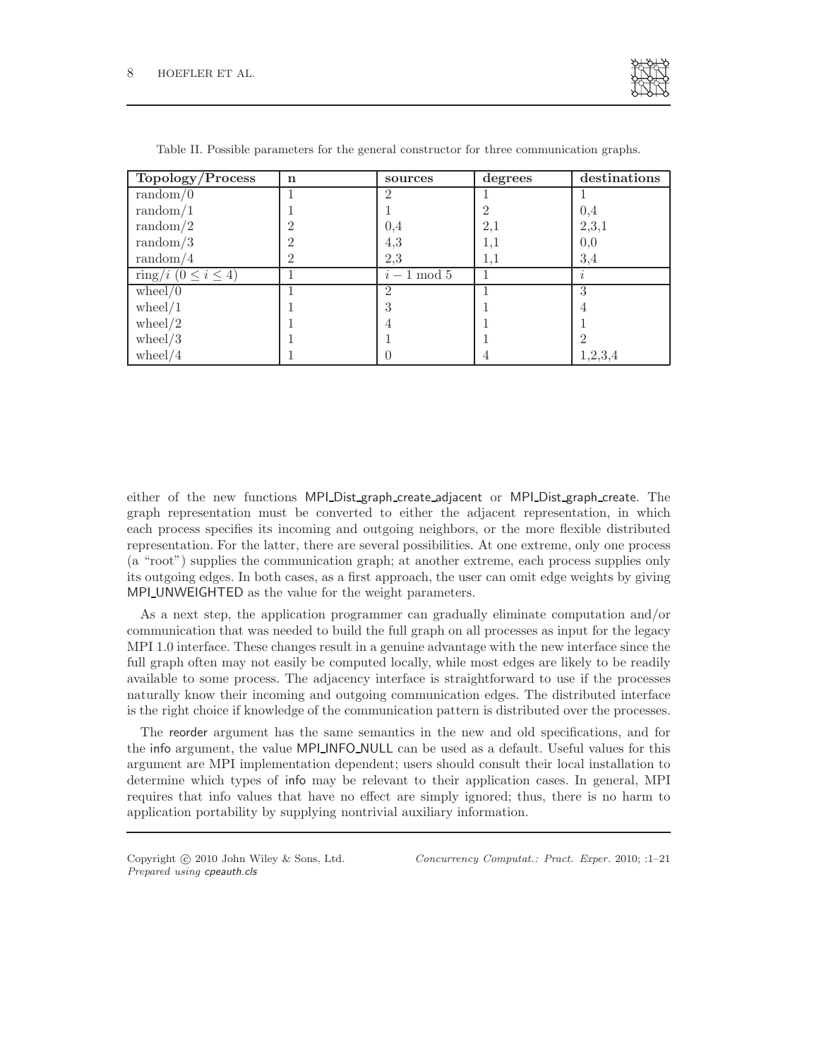Table II. Possible parameters for the general constructor for three communication graphs.

| Topology/Process | n | sources | degrees | destinations |
|---|---|---|---|---|
| random/0 | 1 | 2 | 1 | 1 |
| random/1 | 1 | 1 | 2 | 0,4 |
| random/2 | 2 | 0,4 | 2,1 | 2,3,1 |
| random/3 | 2 | 4,3 | 1,1 | 0,0 |
| random/4 | 2 | 2,3 | 1,1 | 3,4 |
| ring/$i$ ($0 \leq i \leq 4$) | 1 | $i - 1 \bmod 5$ | 1 | $i$ |
| wheel/0 | 1 | 2 | 1 | 3 |
| wheel/1 | 1 | 3 | 1 | 4 |
| wheel/2 | 1 | 4 | 1 | 1 |
| wheel/3 | 1 | 1 | 1 | 2 |
| wheel/4 | 1 | 0 | 4 | 1,2,3,4 |

either of the new functions MPI_Dist_graph_create_adjacent or MPI_Dist_graph_create. The graph representation must be converted to either the adjacent representation, in which each process specifies its incoming and outgoing neighbors, or the more flexible distributed representation. For the latter, there are several possibilities. At one extreme, only one process (a "root") supplies the communication graph; at another extreme, each process supplies only its outgoing edges. In both cases, as a first approach, the user can omit edge weights by giving MPI_UNWEIGHTED as the value for the weight parameters.

As a next step, the application programmer can gradually eliminate computation and/or communication that was needed to build the full graph on all processes as input for the legacy MPI 1.0 interface. These changes result in a genuine advantage with the new interface since the full graph often may not easily be computed locally, while most edges are likely to be readily available to some process. The adjacency interface is straightforward to use if the processes naturally know their incoming and outgoing communication edges. The distributed interface is the right choice if knowledge of the communication pattern is distributed over the processes.

The reorder argument has the same semantics in the new and old specifications, and for the info argument, the value MPI_INFO_NULL can be used as a default. Useful values for this argument are MPI implementation dependent; users should consult their local installation to determine which types of info may be relevant to their application cases. In general, MPI requires that info values that have no effect are simply ignored; thus, there is no harm to application portability by supplying nontrivial auxiliary information.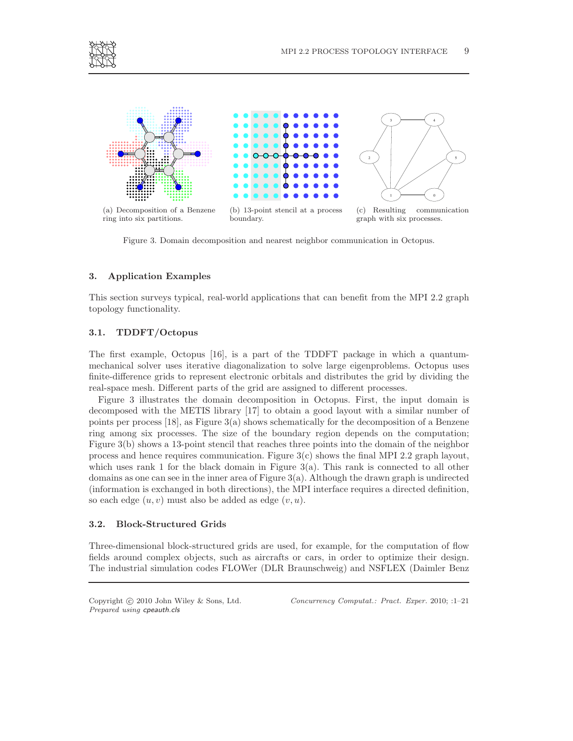(a) Decomposition of a Benzene ring into six partitions.

(b) 13-point stencil at a process boundary.

(c) Resulting communication graph with six processes.

Figure 3. Domain decomposition and nearest neighbor communication in Octopus.

## 3. Application Examples

This section surveys typical, real-world applications that can benefit from the MPI 2.2 graph topology functionality.

### 3.1. TDDFT/Octopus

The first example, Octopus [16], is a part of the TDDFT package in which a quantum-mechanical solver uses iterative diagonalization to solve large eigenproblems. Octopus uses finite-difference grids to represent electronic orbitals and distributes the grid by dividing the real-space mesh. Different parts of the grid are assigned to different processes.

Figure 3 illustrates the domain decomposition in Octopus. First, the input domain is decomposed with the METIS library [17] to obtain a good layout with a similar number of points per process [18], as Figure 3(a) shows schematically for the decomposition of a Benzene ring among six processes. The size of the boundary region depends on the computation; Figure 3(b) shows a 13-point stencil that reaches three points into the domain of the neighbor process and hence requires communication. Figure 3(c) shows the final MPI 2.2 graph layout, which uses rank 1 for the black domain in Figure 3(a). This rank is connected to all other domains as one can see in the inner area of Figure 3(a). Although the drawn graph is undirected (information is exchanged in both directions), the MPI interface requires a directed definition, so each edge $(u, v)$ must also be added as edge $(v, u)$.

### 3.2. Block-Structured Grids

Three-dimensional block-structured grids are used, for example, for the computation of flow fields around complex objects, such as aircrafts or cars, in order to optimize their design. The industrial simulation codes FLOWer (DLR Braunschweig) and NSFLEX (Daimler Benz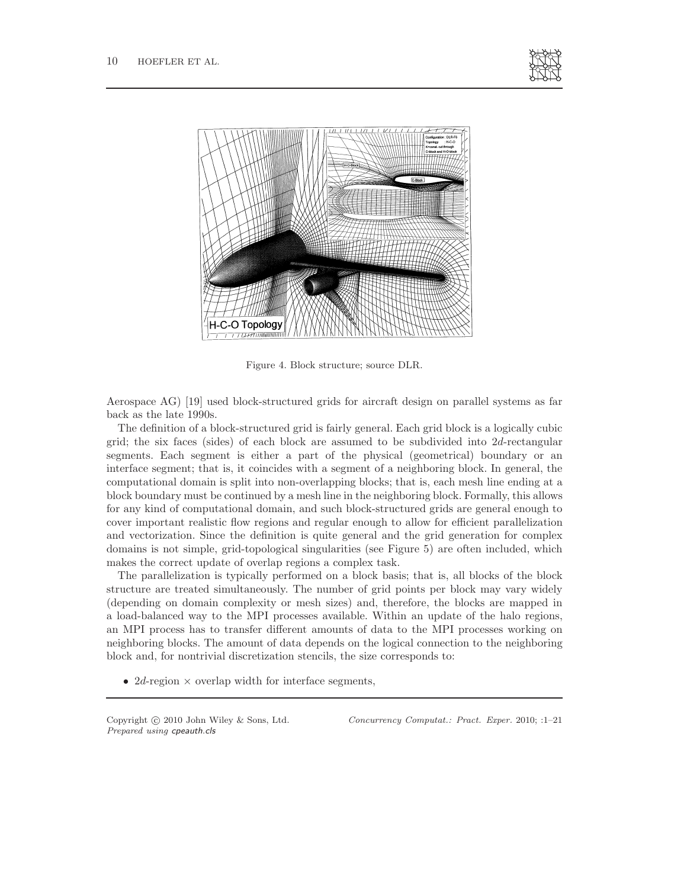Figure 4. Block structure; source DLR.

Aerospace AG) [19] used block-structured grids for aircraft design on parallel systems as far back as the late 1990s.

The definition of a block-structured grid is fairly general. Each grid block is a logically cubic grid; the six faces (sides) of each block are assumed to be subdivided into $2d$-rectangular segments. Each segment is either a part of the physical (geometrical) boundary or an interface segment; that is, it coincides with a segment of a neighboring block. In general, the computational domain is split into non-overlapping blocks; that is, each mesh line ending at a block boundary must be continued by a mesh line in the neighboring block. Formally, this allows for any kind of computational domain, and such block-structured grids are general enough to cover important realistic flow regions and regular enough to allow for efficient parallelization and vectorization. Since the definition is quite general and the grid generation for complex domains is not simple, grid-topological singularities (see Figure 5) are often included, which makes the correct update of overlap regions a complex task.

The parallelization is typically performed on a block basis; that is, all blocks of the block structure are treated simultaneously. The number of grid points per block may vary widely (depending on domain complexity or mesh sizes) and, therefore, the blocks are mapped in a load-balanced way to the MPI processes available. Within an update of the halo regions, an MPI process has to transfer different amounts of data to the MPI processes working on neighboring blocks. The amount of data depends on the logical connection to the neighboring block and, for nontrivial discretization stencils, the size corresponds to:

- $2d$-region $\times$ overlap width for interface segments,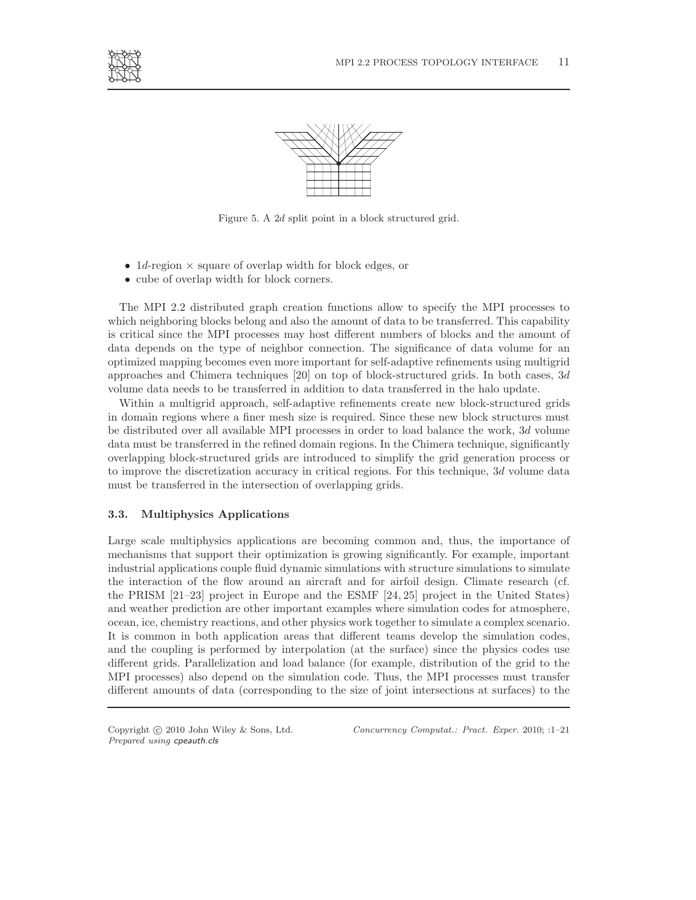Figure 5. A $2d$ split point in a block structured grid.

- $1d$-region $\times$ square of overlap width for block edges, or
- cube of overlap width for block corners.

The MPI 2.2 distributed graph creation functions allow to specify the MPI processes to which neighboring blocks belong and also the amount of data to be transferred. This capability is critical since the MPI processes may host different numbers of blocks and the amount of data depends on the type of neighbor connection. The significance of data volume for an optimized mapping becomes even more important for self-adaptive refinements using multigrid approaches and Chimera techniques [20] on top of block-structured grids. In both cases, $3d$ volume data needs to be transferred in addition to data transferred in the halo update.

Within a multigrid approach, self-adaptive refinements create new block-structured grids in domain regions where a finer mesh size is required. Since these new block structures must be distributed over all available MPI processes in order to load balance the work, $3d$ volume data must be transferred in the refined domain regions. In the Chimera technique, significantly overlapping block-structured grids are introduced to simplify the grid generation process or to improve the discretization accuracy in critical regions. For this technique, $3d$ volume data must be transferred in the intersection of overlapping grids.

### 3.3. Multiphysics Applications

Large scale multiphysics applications are becoming common and, thus, the importance of mechanisms that support their optimization is growing significantly. For example, important industrial applications couple fluid dynamic simulations with structure simulations to simulate the interaction of the flow around an aircraft and for airfoil design. Climate research (cf. the PRISM [21–23] project in Europe and the ESMF [24, 25] project in the United States) and weather prediction are other important examples where simulation codes for atmosphere, ocean, ice, chemistry reactions, and other physics work together to simulate a complex scenario. It is common in both application areas that different teams develop the simulation codes, and the coupling is performed by interpolation (at the surface) since the physics codes use different grids. Parallelization and load balance (for example, distribution of the grid to the MPI processes) also depend on the simulation code. Thus, the MPI processes must transfer different amounts of data (corresponding to the size of joint intersections at surfaces) to the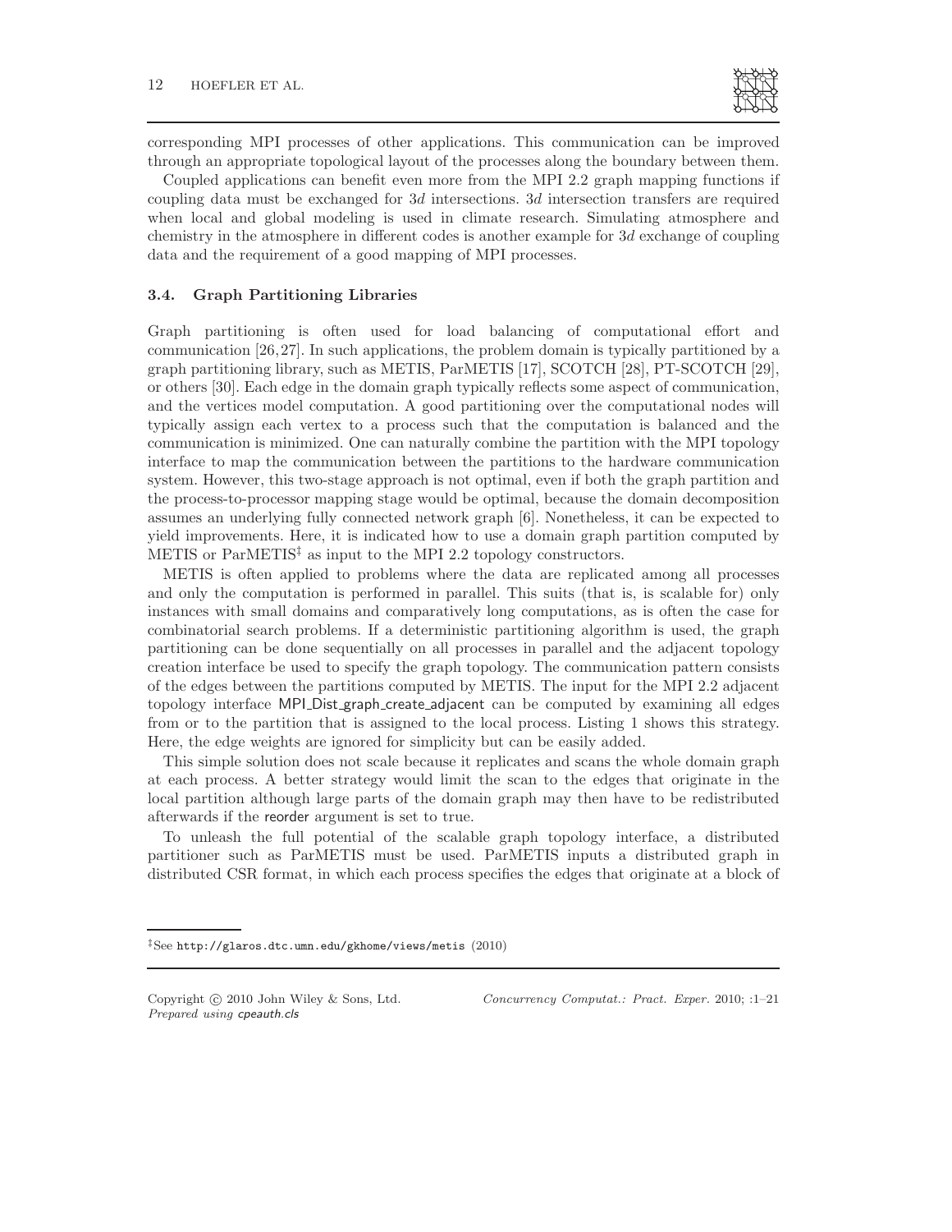corresponding MPI processes of other applications. This communication can be improved through an appropriate topological layout of the processes along the boundary between them.

Coupled applications can benefit even more from the MPI 2.2 graph mapping functions if coupling data must be exchanged for 3*d* intersections. 3*d* intersection transfers are required when local and global modeling is used in climate research. Simulating atmosphere and chemistry in the atmosphere in different codes is another example for 3*d* exchange of coupling data and the requirement of a good mapping of MPI processes.

### 3.4. Graph Partitioning Libraries

Graph partitioning is often used for load balancing of computational effort and communication [26,27]. In such applications, the problem domain is typically partitioned by a graph partitioning library, such as METIS, ParMETIS [17], SCOTCH [28], PT-SCOTCH [29], or others [30]. Each edge in the domain graph typically reflects some aspect of communication, and the vertices model computation. A good partitioning over the computational nodes will typically assign each vertex to a process such that the computation is balanced and the communication is minimized. One can naturally combine the partition with the MPI topology interface to map the communication between the partitions to the hardware communication system. However, this two-stage approach is not optimal, even if both the graph partition and the process-to-processor mapping stage would be optimal, because the domain decomposition assumes an underlying fully connected network graph [6]. Nonetheless, it can be expected to yield improvements. Here, it is indicated how to use a domain graph partition computed by METIS or ParMETIS[‡] as input to the MPI 2.2 topology constructors.

METIS is often applied to problems where the data are replicated among all processes and only the computation is performed in parallel. This suits (that is, is scalable for) only instances with small domains and comparatively long computations, as is often the case for combinatorial search problems. If a deterministic partitioning algorithm is used, the graph partitioning can be done sequentially on all processes in parallel and the adjacent topology creation interface be used to specify the graph topology. The communication pattern consists of the edges between the partitions computed by METIS. The input for the MPI 2.2 adjacent topology interface MPI_Dist_graph_create_adjacent can be computed by examining all edges from or to the partition that is assigned to the local process. Listing 1 shows this strategy. Here, the edge weights are ignored for simplicity but can be easily added.

This simple solution does not scale because it replicates and scans the whole domain graph at each process. A better strategy would limit the scan to the edges that originate in the local partition although large parts of the domain graph may then have to be redistributed afterwards if the reorder argument is set to true.

To unleash the full potential of the scalable graph topology interface, a distributed partitioner such as ParMETIS must be used. ParMETIS inputs a distributed graph in distributed CSR format, in which each process specifies the edges that originate at a block of

[‡]See http://glaros.dtc.umn.edu/gkhome/views/metis (2010)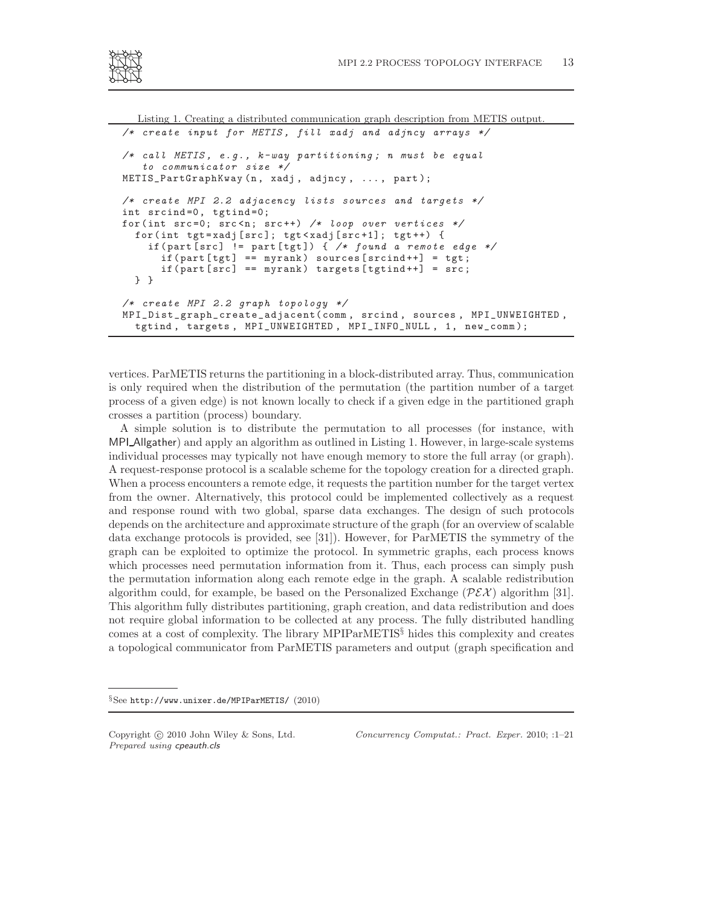Listing 1. Creating a distributed communication graph description from METIS output.

```
/* create input for METIS, fill xadj and adjncy arrays */

/* call METIS, e.g., k-way partitioning; n must be equal
   to communicator size */
METIS_PartGraphKway(n, xadj, adjncy, ..., part);

/* create MPI 2.2 adjacency lists sources and targets */
int srcind=0, tgtind=0;
for(int src=0; src<n; src++) /* loop over vertices */
  for(int tgt=xadj[src]; tgt<xadj[src+1]; tgt++) {
    if(part[src] != part[tgt]) { /* found a remote edge */
      if(part[tgt] == myrank) sources[srcind++] = tgt;
      if(part[src] == myrank) targets[tgtind++] = src;
  } }

/* create MPI 2.2 graph topology */
MPI_Dist_graph_create_adjacent(comm, srcind, sources, MPI_UNWEIGHTED,
  tgtind, targets, MPI_UNWEIGHTED, MPI_INFO_NULL, 1, new_comm);
```

vertices. ParMETIS returns the partitioning in a block-distributed array. Thus, communication is only required when the distribution of the permutation (the partition number of a target process of a given edge) is not known locally to check if a given edge in the partitioned graph crosses a partition (process) boundary.

A simple solution is to distribute the permutation to all processes (for instance, with MPI_Allgather) and apply an algorithm as outlined in Listing 1. However, in large-scale systems individual processes may typically not have enough memory to store the full array (or graph). A request-response protocol is a scalable scheme for the topology creation for a directed graph. When a process encounters a remote edge, it requests the partition number for the target vertex from the owner. Alternatively, this protocol could be implemented collectively as a request and response round with two global, sparse data exchanges. The design of such protocols depends on the architecture and approximate structure of the graph (for an overview of scalable data exchange protocols is provided, see [31]). However, for ParMETIS the symmetry of the graph can be exploited to optimize the protocol. In symmetric graphs, each process knows which processes need permutation information from it. Thus, each process can simply push the permutation information along each remote edge in the graph. A scalable redistribution algorithm could, for example, be based on the Personalized Exchange ($\mathcal{PEX}$) algorithm [31]. This algorithm fully distributes partitioning, graph creation, and data redistribution and does not require global information to be collected at any process. The fully distributed handling comes at a cost of complexity. The library MPIParMETIS[§] hides this complexity and creates a topological communicator from ParMETIS parameters and output (graph specification and

---

[§] See http://www.unixer.de/MPIParMETIS/ (2010)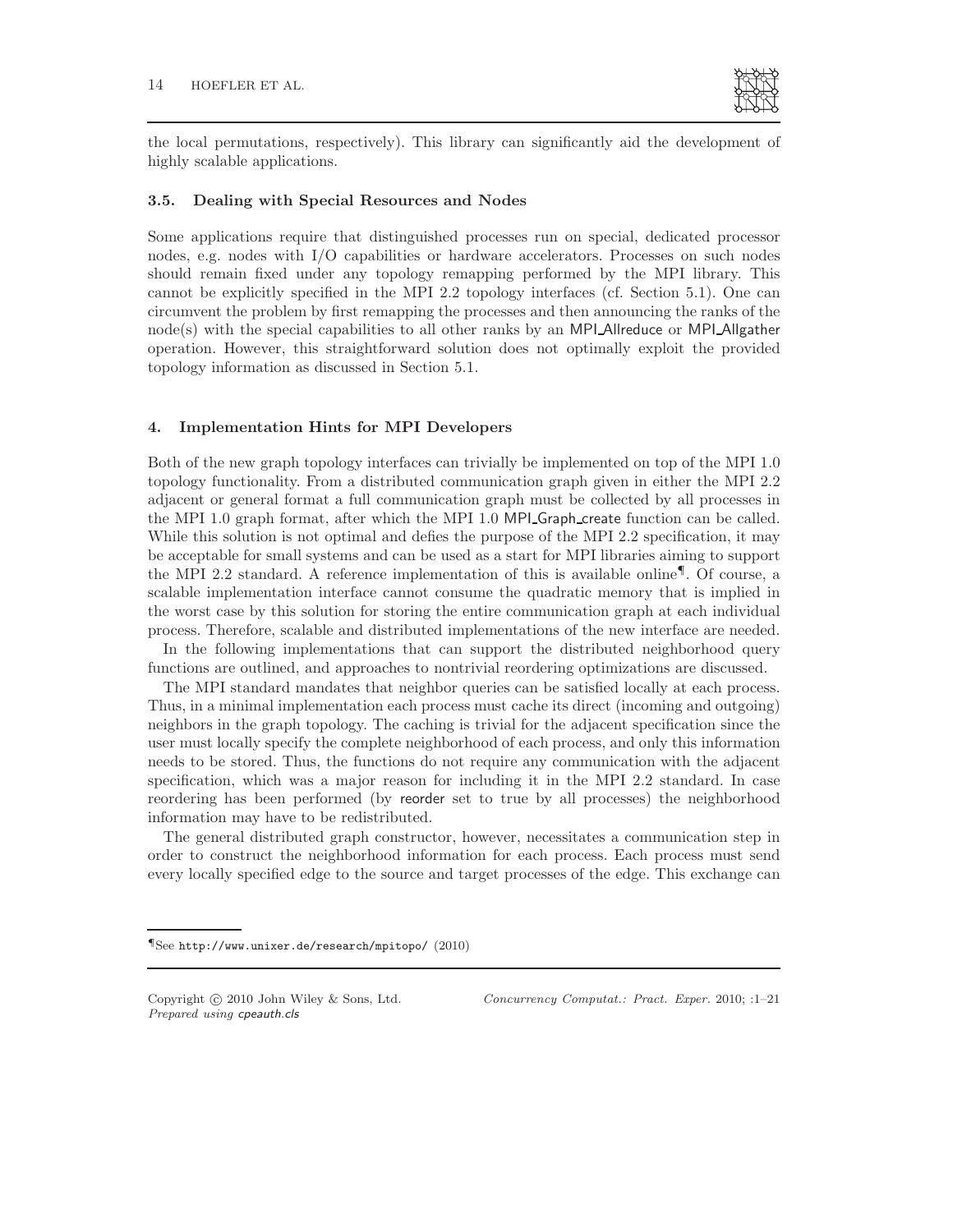the local permutations, respectively). This library can significantly aid the development of highly scalable applications.

### 3.5. Dealing with Special Resources and Nodes

Some applications require that distinguished processes run on special, dedicated processor nodes, e.g. nodes with I/O capabilities or hardware accelerators. Processes on such nodes should remain fixed under any topology remapping performed by the MPI library. This cannot be explicitly specified in the MPI 2.2 topology interfaces (cf. Section 5.1). One can circumvent the problem by first remapping the processes and then announcing the ranks of the node(s) with the special capabilities to all other ranks by an MPI_Allreduce or MPI_Allgather operation. However, this straightforward solution does not optimally exploit the provided topology information as discussed in Section 5.1.

## 4. Implementation Hints for MPI Developers

Both of the new graph topology interfaces can trivially be implemented on top of the MPI 1.0 topology functionality. From a distributed communication graph given in either the MPI 2.2 adjacent or general format a full communication graph must be collected by all processes in the MPI 1.0 graph format, after which the MPI 1.0 MPI_Graph_create function can be called. While this solution is not optimal and defies the purpose of the MPI 2.2 specification, it may be acceptable for small systems and can be used as a start for MPI libraries aiming to support the MPI 2.2 standard. A reference implementation of this is available online[¶]. Of course, a scalable implementation interface cannot consume the quadratic memory that is implied in the worst case by this solution for storing the entire communication graph at each individual process. Therefore, scalable and distributed implementations of the new interface are needed.

In the following implementations that can support the distributed neighborhood query functions are outlined, and approaches to nontrivial reordering optimizations are discussed.

The MPI standard mandates that neighbor queries can be satisfied locally at each process. Thus, in a minimal implementation each process must cache its direct (incoming and outgoing) neighbors in the graph topology. The caching is trivial for the adjacent specification since the user must locally specify the complete neighborhood of each process, and only this information needs to be stored. Thus, the functions do not require any communication with the adjacent specification, which was a major reason for including it in the MPI 2.2 standard. In case reordering has been performed (by reorder set to true by all processes) the neighborhood information may have to be redistributed.

The general distributed graph constructor, however, necessitates a communication step in order to construct the neighborhood information for each process. Each process must send every locally specified edge to the source and target processes of the edge. This exchange can

[¶]See http://www.unixer.de/research/mpitopo/ (2010)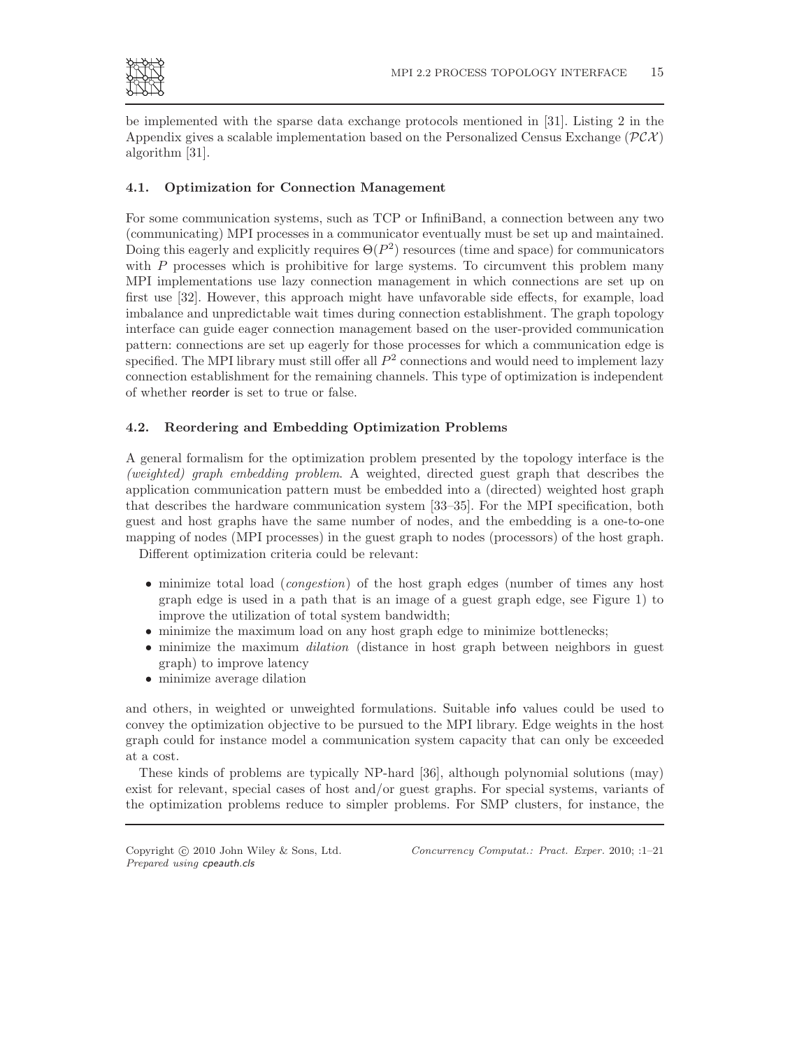be implemented with the sparse data exchange protocols mentioned in [31]. Listing 2 in the Appendix gives a scalable implementation based on the Personalized Census Exchange ($\mathcal{PCX}$) algorithm [31].

### 4.1. Optimization for Connection Management

For some communication systems, such as TCP or InfiniBand, a connection between any two (communicating) MPI processes in a communicator eventually must be set up and maintained. Doing this eagerly and explicitly requires $\Theta(P^2)$ resources (time and space) for communicators with $P$ processes which is prohibitive for large systems. To circumvent this problem many MPI implementations use lazy connection management in which connections are set up on first use [32]. However, this approach might have unfavorable side effects, for example, load imbalance and unpredictable wait times during connection establishment. The graph topology interface can guide eager connection management based on the user-provided communication pattern: connections are set up eagerly for those processes for which a communication edge is specified. The MPI library must still offer all $P^2$ connections and would need to implement lazy connection establishment for the remaining channels. This type of optimization is independent of whether reorder is set to true or false.

### 4.2. Reordering and Embedding Optimization Problems

A general formalism for the optimization problem presented by the topology interface is the *(weighted) graph embedding problem*. A weighted, directed guest graph that describes the application communication pattern must be embedded into a (directed) weighted host graph that describes the hardware communication system [33–35]. For the MPI specification, both guest and host graphs have the same number of nodes, and the embedding is a one-to-one mapping of nodes (MPI processes) in the guest graph to nodes (processors) of the host graph.

Different optimization criteria could be relevant:

- minimize total load (*congestion*) of the host graph edges (number of times any host graph edge is used in a path that is an image of a guest graph edge, see Figure 1) to improve the utilization of total system bandwidth;
- minimize the maximum load on any host graph edge to minimize bottlenecks;
- minimize the maximum *dilation* (distance in host graph between neighbors in guest graph) to improve latency
- minimize average dilation

and others, in weighted or unweighted formulations. Suitable info values could be used to convey the optimization objective to be pursued to the MPI library. Edge weights in the host graph could for instance model a communication system capacity that can only be exceeded at a cost.

These kinds of problems are typically NP-hard [36], although polynomial solutions (may) exist for relevant, special cases of host and/or guest graphs. For special systems, variants of the optimization problems reduce to simpler problems. For SMP clusters, for instance, the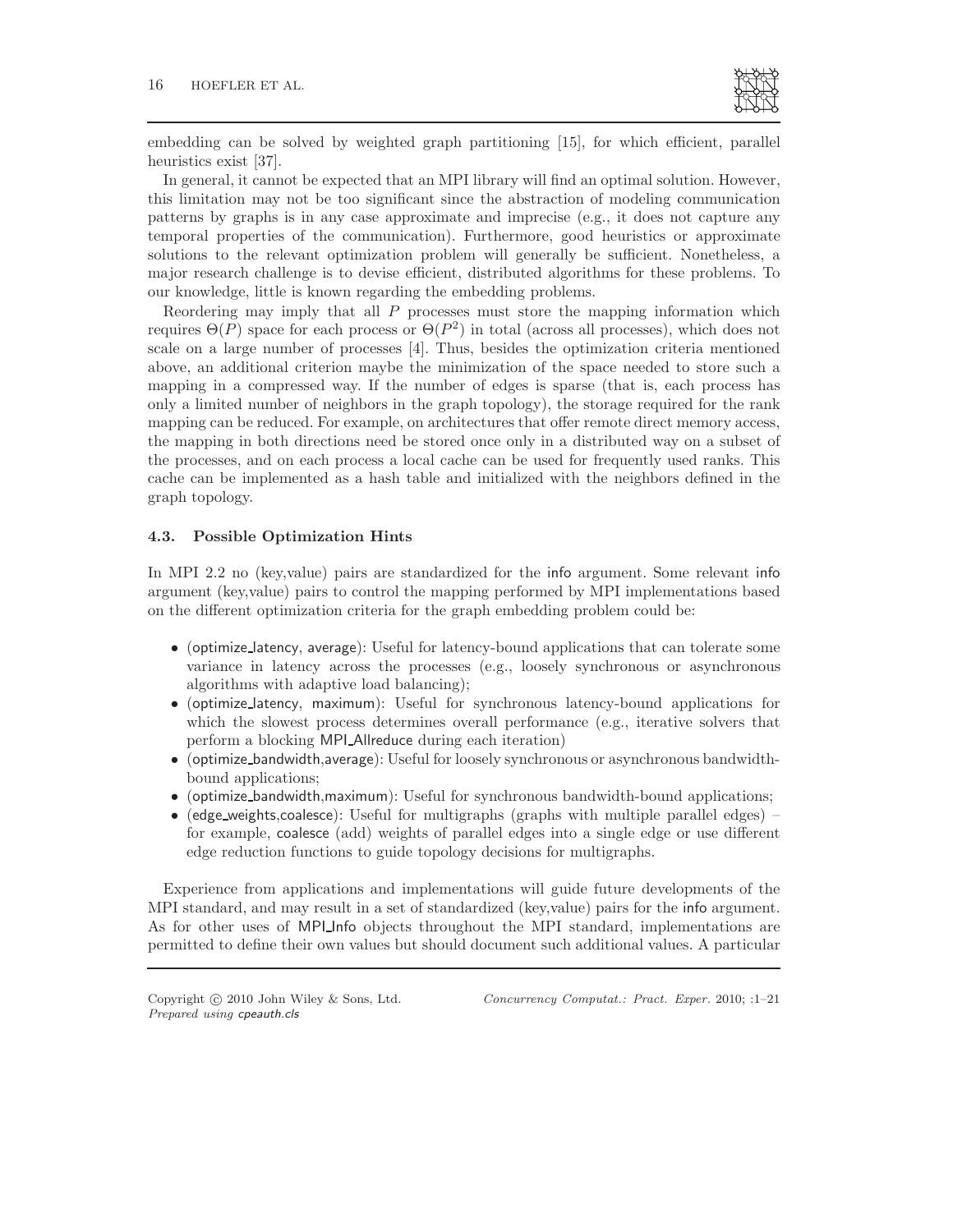embedding can be solved by weighted graph partitioning [15], for which efficient, parallel heuristics exist [37].

In general, it cannot be expected that an MPI library will find an optimal solution. However, this limitation may not be too significant since the abstraction of modeling communication patterns by graphs is in any case approximate and imprecise (e.g., it does not capture any temporal properties of the communication). Furthermore, good heuristics or approximate solutions to the relevant optimization problem will generally be sufficient. Nonetheless, a major research challenge is to devise efficient, distributed algorithms for these problems. To our knowledge, little is known regarding the embedding problems.

Reordering may imply that all $P$ processes must store the mapping information which requires $\Theta(P)$ space for each process or $\Theta(P^2)$ in total (across all processes), which does not scale on a large number of processes [4]. Thus, besides the optimization criteria mentioned above, an additional criterion maybe the minimization of the space needed to store such a mapping in a compressed way. If the number of edges is sparse (that is, each process has only a limited number of neighbors in the graph topology), the storage required for the rank mapping can be reduced. For example, on architectures that offer remote direct memory access, the mapping in both directions need be stored once only in a distributed way on a subset of the processes, and on each process a local cache can be used for frequently used ranks. This cache can be implemented as a hash table and initialized with the neighbors defined in the graph topology.

### 4.3. Possible Optimization Hints

In MPI 2.2 no (key,value) pairs are standardized for the info argument. Some relevant info argument (key,value) pairs to control the mapping performed by MPI implementations based on the different optimization criteria for the graph embedding problem could be:

- (optimize_latency, average): Useful for latency-bound applications that can tolerate some variance in latency across the processes (e.g., loosely synchronous or asynchronous algorithms with adaptive load balancing);
- (optimize_latency, maximum): Useful for synchronous latency-bound applications for which the slowest process determines overall performance (e.g., iterative solvers that perform a blocking MPI_Allreduce during each iteration)
- (optimize_bandwidth,average): Useful for loosely synchronous or asynchronous bandwidth-bound applications;
- (optimize_bandwidth,maximum): Useful for synchronous bandwidth-bound applications;
- (edge_weights,coalesce): Useful for multigraphs (graphs with multiple parallel edges) – for example, coalesce (add) weights of parallel edges into a single edge or use different edge reduction functions to guide topology decisions for multigraphs.

Experience from applications and implementations will guide future developments of the MPI standard, and may result in a set of standardized (key,value) pairs for the info argument. As for other uses of MPI_Info objects throughout the MPI standard, implementations are permitted to define their own values but should document such additional values. A particular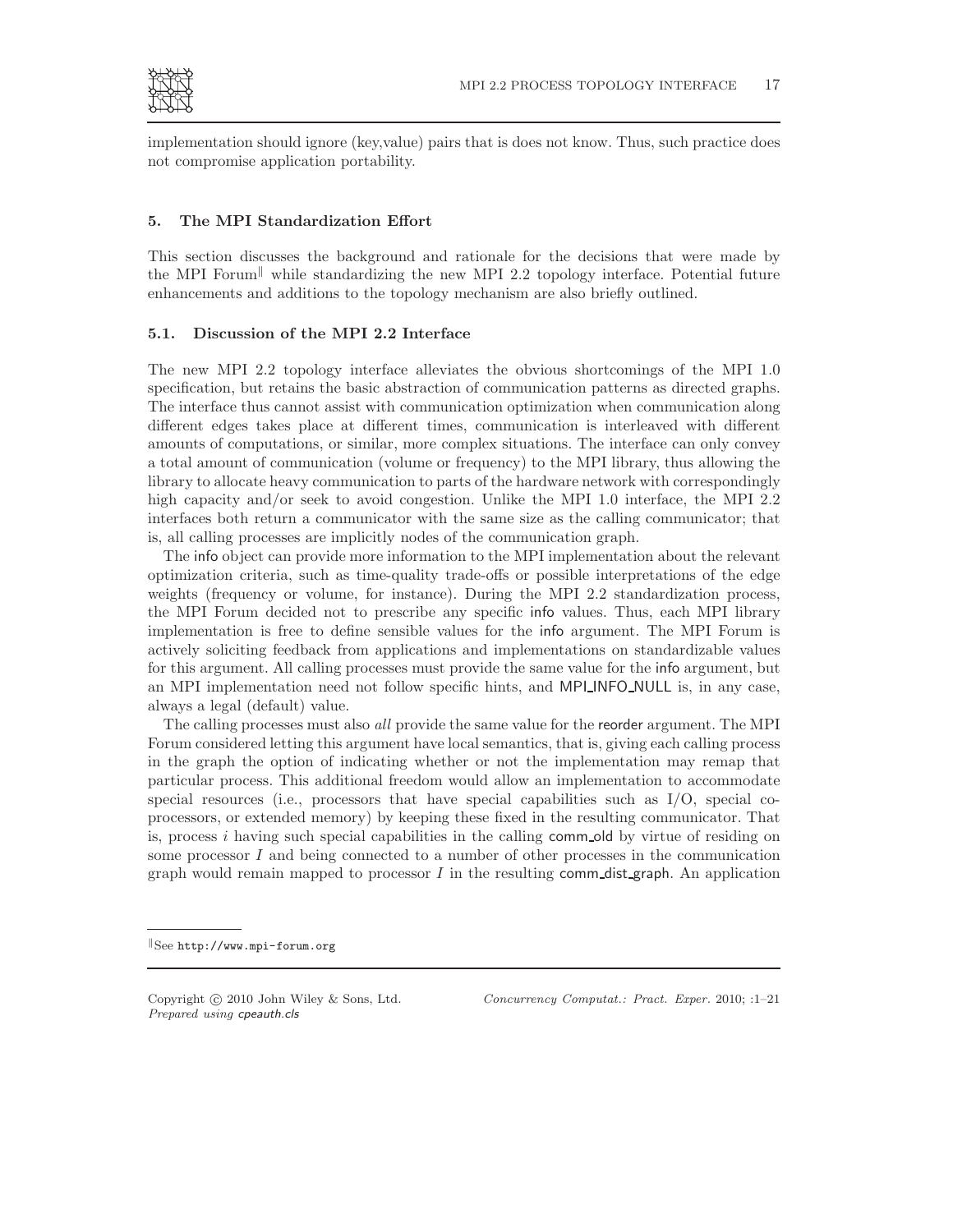implementation should ignore (key,value) pairs that is does not know. Thus, such practice does not compromise application portability.

## 5. The MPI Standardization Effort

This section discusses the background and rationale for the decisions that were made by the MPI Forum[‖] while standardizing the new MPI 2.2 topology interface. Potential future enhancements and additions to the topology mechanism are also briefly outlined.

### 5.1. Discussion of the MPI 2.2 Interface

The new MPI 2.2 topology interface alleviates the obvious shortcomings of the MPI 1.0 specification, but retains the basic abstraction of communication patterns as directed graphs. The interface thus cannot assist with communication optimization when communication along different edges takes place at different times, communication is interleaved with different amounts of computations, or similar, more complex situations. The interface can only convey a total amount of communication (volume or frequency) to the MPI library, thus allowing the library to allocate heavy communication to parts of the hardware network with correspondingly high capacity and/or seek to avoid congestion. Unlike the MPI 1.0 interface, the MPI 2.2 interfaces both return a communicator with the same size as the calling communicator; that is, all calling processes are implicitly nodes of the communication graph.

The info object can provide more information to the MPI implementation about the relevant optimization criteria, such as time-quality trade-offs or possible interpretations of the edge weights (frequency or volume, for instance). During the MPI 2.2 standardization process, the MPI Forum decided not to prescribe any specific info values. Thus, each MPI library implementation is free to define sensible values for the info argument. The MPI Forum is actively soliciting feedback from applications and implementations on standardizable values for this argument. All calling processes must provide the same value for the info argument, but an MPI implementation need not follow specific hints, and MPI_INFO_NULL is, in any case, always a legal (default) value.

The calling processes must also *all* provide the same value for the reorder argument. The MPI Forum considered letting this argument have local semantics, that is, giving each calling process in the graph the option of indicating whether or not the implementation may remap that particular process. This additional freedom would allow an implementation to accommodate special resources (i.e., processors that have special capabilities such as I/O, special co-processors, or extended memory) by keeping these fixed in the resulting communicator. That is, process $i$ having such special capabilities in the calling comm_old by virtue of residing on some processor $I$ and being connected to a number of other processes in the communication graph would remain mapped to processor $I$ in the resulting comm_dist_graph. An application

[‖] See http://www.mpi-forum.org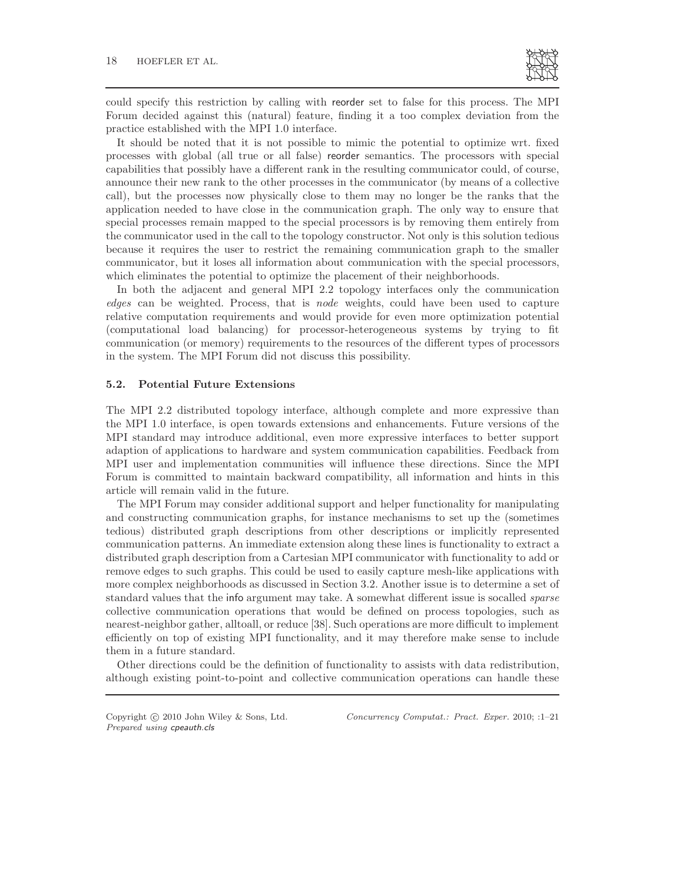could specify this restriction by calling with reorder set to false for this process. The MPI Forum decided against this (natural) feature, finding it a too complex deviation from the practice established with the MPI 1.0 interface.

It should be noted that it is not possible to mimic the potential to optimize wrt. fixed processes with global (all true or all false) reorder semantics. The processors with special capabilities that possibly have a different rank in the resulting communicator could, of course, announce their new rank to the other processes in the communicator (by means of a collective call), but the processes now physically close to them may no longer be the ranks that the application needed to have close in the communication graph. The only way to ensure that special processes remain mapped to the special processors is by removing them entirely from the communicator used in the call to the topology constructor. Not only is this solution tedious because it requires the user to restrict the remaining communication graph to the smaller communicator, but it loses all information about communication with the special processors, which eliminates the potential to optimize the placement of their neighborhoods.

In both the adjacent and general MPI 2.2 topology interfaces only the communication *edges* can be weighted. Process, that is *node* weights, could have been used to capture relative computation requirements and would provide for even more optimization potential (computational load balancing) for processor-heterogeneous systems by trying to fit communication (or memory) requirements to the resources of the different types of processors in the system. The MPI Forum did not discuss this possibility.

### 5.2. Potential Future Extensions

The MPI 2.2 distributed topology interface, although complete and more expressive than the MPI 1.0 interface, is open towards extensions and enhancements. Future versions of the MPI standard may introduce additional, even more expressive interfaces to better support adaption of applications to hardware and system communication capabilities. Feedback from MPI user and implementation communities will influence these directions. Since the MPI Forum is committed to maintain backward compatibility, all information and hints in this article will remain valid in the future.

The MPI Forum may consider additional support and helper functionality for manipulating and constructing communication graphs, for instance mechanisms to set up the (sometimes tedious) distributed graph descriptions from other descriptions or implicitly represented communication patterns. An immediate extension along these lines is functionality to extract a distributed graph description from a Cartesian MPI communicator with functionality to add or remove edges to such graphs. This could be used to easily capture mesh-like applications with more complex neighborhoods as discussed in Section 3.2. Another issue is to determine a set of standard values that the info argument may take. A somewhat different issue is socalled *sparse* collective communication operations that would be defined on process topologies, such as nearest-neighbor gather, alltoall, or reduce [38]. Such operations are more difficult to implement efficiently on top of existing MPI functionality, and it may therefore make sense to include them in a future standard.

Other directions could be the definition of functionality to assists with data redistribution, although existing point-to-point and collective communication operations can handle these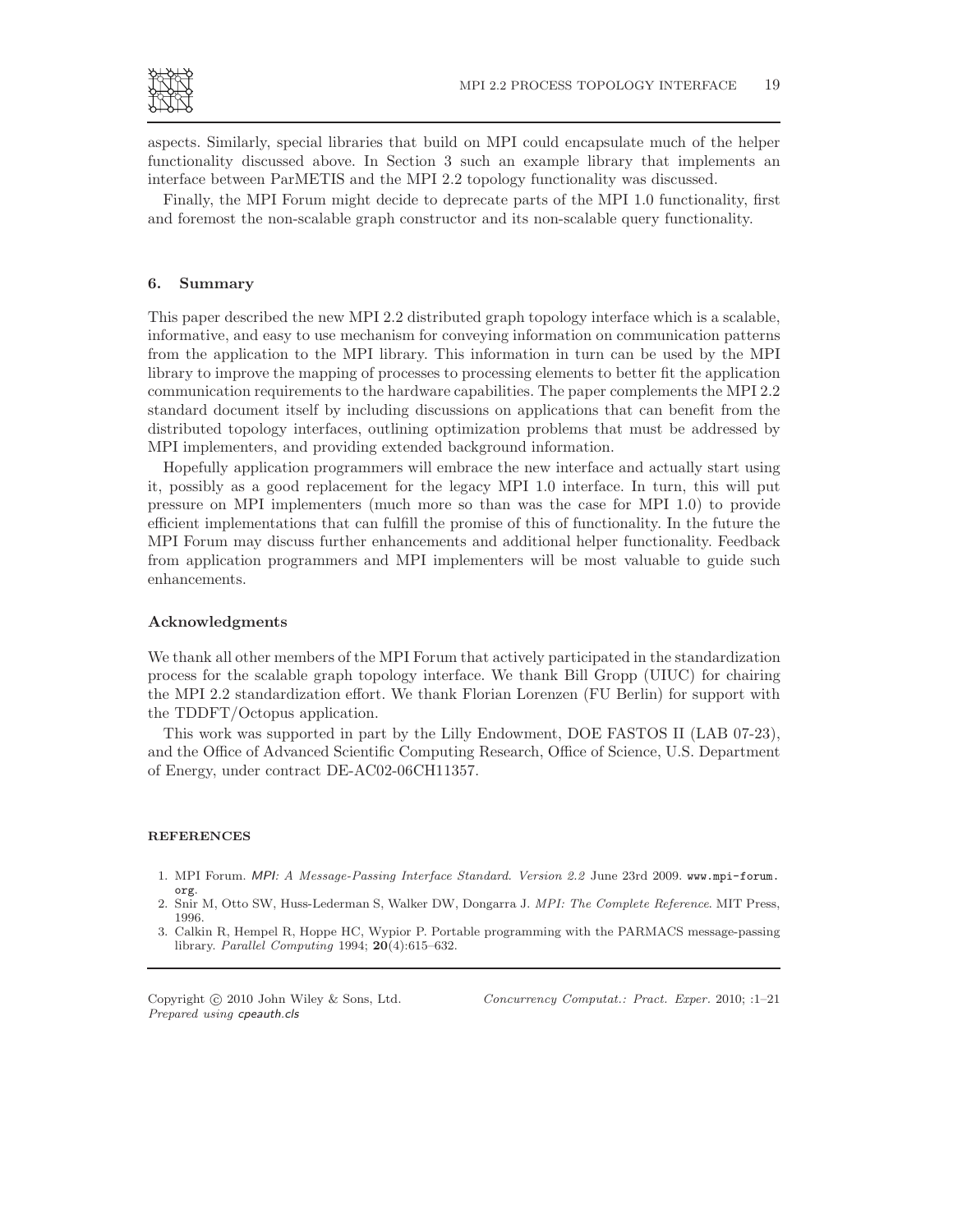aspects. Similarly, special libraries that build on MPI could encapsulate much of the helper functionality discussed above. In Section 3 such an example library that implements an interface between ParMETIS and the MPI 2.2 topology functionality was discussed.

Finally, the MPI Forum might decide to deprecate parts of the MPI 1.0 functionality, first and foremost the non-scalable graph constructor and its non-scalable query functionality.

## 6. Summary

This paper described the new MPI 2.2 distributed graph topology interface which is a scalable, informative, and easy to use mechanism for conveying information on communication patterns from the application to the MPI library. This information in turn can be used by the MPI library to improve the mapping of processes to processing elements to better fit the application communication requirements to the hardware capabilities. The paper complements the MPI 2.2 standard document itself by including discussions on applications that can benefit from the distributed topology interfaces, outlining optimization problems that must be addressed by MPI implementers, and providing extended background information.

Hopefully application programmers will embrace the new interface and actually start using it, possibly as a good replacement for the legacy MPI 1.0 interface. In turn, this will put pressure on MPI implementers (much more so than was the case for MPI 1.0) to provide efficient implementations that can fulfill the promise of this of functionality. In the future the MPI Forum may discuss further enhancements and additional helper functionality. Feedback from application programmers and MPI implementers will be most valuable to guide such enhancements.

## Acknowledgments

We thank all other members of the MPI Forum that actively participated in the standardization process for the scalable graph topology interface. We thank Bill Gropp (UIUC) for chairing the MPI 2.2 standardization effort. We thank Florian Lorenzen (FU Berlin) for support with the TDDFT/Octopus application.

This work was supported in part by the Lilly Endowment, DOE FASTOS II (LAB 07-23), and the Office of Advanced Scientific Computing Research, Office of Science, U.S. Department of Energy, under contract DE-AC02-06CH11357.

## REFERENCES

1. MPI Forum. *MPI: A Message-Passing Interface Standard. Version 2.2* June 23rd 2009. www.mpi-forum.org.
2. Snir M, Otto SW, Huss-Lederman S, Walker DW, Dongarra J. *MPI: The Complete Reference*. MIT Press, 1996.
3. Calkin R, Hempel R, Hoppe HC, Wypior P. Portable programming with the PARMACS message-passing library. *Parallel Computing* 1994; **20**(4):615–632.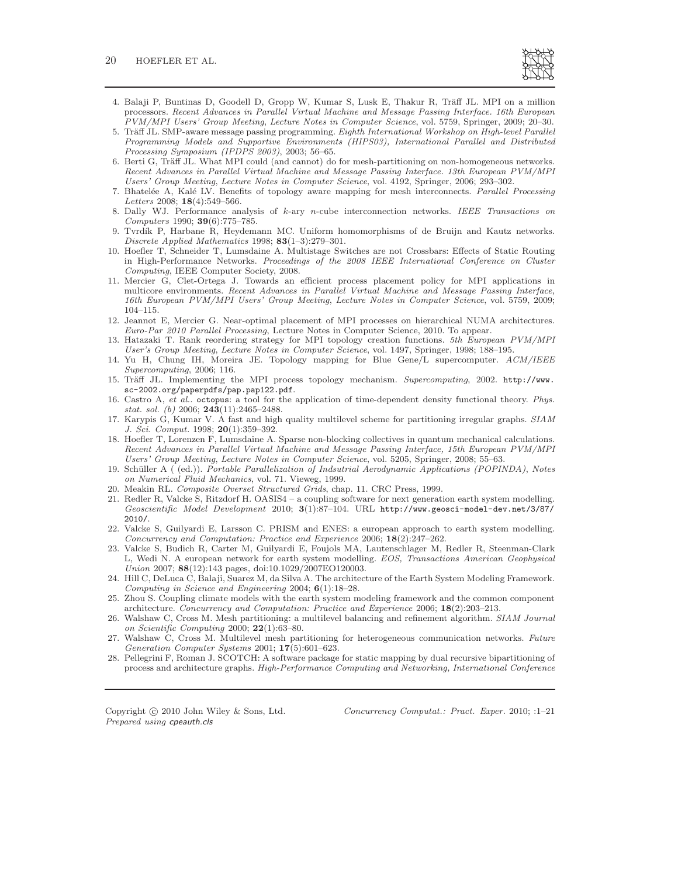4. Balaji P, Buntinas D, Goodell D, Gropp W, Kumar S, Lusk E, Thakur R, Träff JL. MPI on a million processors. *Recent Advances in Parallel Virtual Machine and Message Passing Interface. 16th European PVM/MPI Users' Group Meeting*, *Lecture Notes in Computer Science*, vol. 5759, Springer, 2009; 20–30.
5. Träff JL. SMP-aware message passing programming. *Eighth International Workshop on High-level Parallel Programming Models and Supportive Environments (HIPS03), International Parallel and Distributed Processing Symposium (IPDPS 2003)*, 2003; 56–65.
6. Berti G, Träff JL. What MPI could (and cannot) do for mesh-partitioning on non-homogeneous networks. *Recent Advances in Parallel Virtual Machine and Message Passing Interface. 13th European PVM/MPI Users' Group Meeting*, *Lecture Notes in Computer Science*, vol. 4192, Springer, 2006; 293–302.
7. Bhatelée A, Kalé LV. Benefits of topology aware mapping for mesh interconnects. *Parallel Processing Letters* 2008; **18**(4):549–566.
8. Dally WJ. Performance analysis of *k*-ary *n*-cube interconnection networks. *IEEE Transactions on Computers* 1990; **39**(6):775–785.
9. Tvrdík P, Harbane R, Heydemann MC. Uniform homomorphisms of de Bruijn and Kautz networks. *Discrete Applied Mathematics* 1998; **83**(1–3):279–301.
10. Hoefler T, Schneider T, Lumsdaine A. Multistage Switches are not Crossbars: Effects of Static Routing in High-Performance Networks. *Proceedings of the 2008 IEEE International Conference on Cluster Computing*, IEEE Computer Society, 2008.
11. Mercier G, Clet-Ortega J. Towards an efficient process placement policy for MPI applications in multicore environments. *Recent Advances in Parallel Virtual Machine and Message Passing Interface, 16th European PVM/MPI Users' Group Meeting*, *Lecture Notes in Computer Science*, vol. 5759, 2009; 104–115.
12. Jeannot E, Mercier G. Near-optimal placement of MPI processes on hierarchical NUMA architectures. *Euro-Par 2010 Parallel Processing*, Lecture Notes in Computer Science, 2010. To appear.
13. Hatazaki T. Rank reordering strategy for MPI topology creation functions. *5th European PVM/MPI User's Group Meeting*, *Lecture Notes in Computer Science*, vol. 1497, Springer, 1998; 188–195.
14. Yu H, Chung IH, Moreira JE. Topology mapping for Blue Gene/L supercomputer. *ACM/IEEE Supercomputing*, 2006; 116.
15. Träff JL. Implementing the MPI process topology mechanism. *Supercomputing*, 2002. http://www.sc-2002.org/paperpdfs/pap.pap122.pdf.
16. Castro A, *et al.*. octopus: a tool for the application of time-dependent density functional theory. *Phys. stat. sol. (b)* 2006; **243**(11):2465–2488.
17. Karypis G, Kumar V. A fast and high quality multilevel scheme for partitioning irregular graphs. *SIAM J. Sci. Comput.* 1998; **20**(1):359–392.
18. Hoefler T, Lorenzen F, Lumsdaine A. Sparse non-blocking collectives in quantum mechanical calculations. *Recent Advances in Parallel Virtual Machine and Message Passing Interface, 15th European PVM/MPI Users' Group Meeting*, *Lecture Notes in Computer Science*, vol. 5205, Springer, 2008; 55–63.
19. Schüller A ( (ed.)). *Portable Parallelization of Indsutrial Aerodynamic Applications (POPINDA)*, *Notes on Numerical Fluid Mechanics*, vol. 71. Vieweg, 1999.
20. Meakin RL. *Composite Overset Structured Grids*, chap. 11. CRC Press, 1999.
21. Redler R, Valcke S, Ritzdorf H. OASIS4 – a coupling software for next generation earth system modelling. *Geoscientific Model Development* 2010; **3**(1):87–104. URL http://www.geosci-model-dev.net/3/87/2010/.
22. Valcke S, Guilyardi E, Larsson C. PRISM and ENES: a european approach to earth system modelling. *Concurrency and Computation: Practice and Experience* 2006; **18**(2):247–262.
23. Valcke S, Budich R, Carter M, Guilyardi E, Foujols MA, Lautenschlager M, Redler R, Steenman-Clark L, Wedi N. A european network for earth system modelling. *EOS, Transactions American Geophysical Union* 2007; **88**(12):143 pages, doi:10.1029/2007EO120003.
24. Hill C, DeLuca C, Balaji, Suarez M, da Silva A. The architecture of the Earth System Modeling Framework. *Computing in Science and Engineering* 2004; **6**(1):18–28.
25. Zhou S. Coupling climate models with the earth system modeling framework and the common component architecture. *Concurrency and Computation: Practice and Experience* 2006; **18**(2):203–213.
26. Walshaw C, Cross M. Mesh partitioning: a multilevel balancing and refinement algorithm. *SIAM Journal on Scientific Computing* 2000; **22**(1):63–80.
27. Walshaw C, Cross M. Multilevel mesh partitioning for heterogeneous communication networks. *Future Generation Computer Systems* 2001; **17**(5):601–623.
28. Pellegrini F, Roman J. SCOTCH: A software package for static mapping by dual recursive bipartitioning of process and architecture graphs. *High-Performance Computing and Networking, International Conference*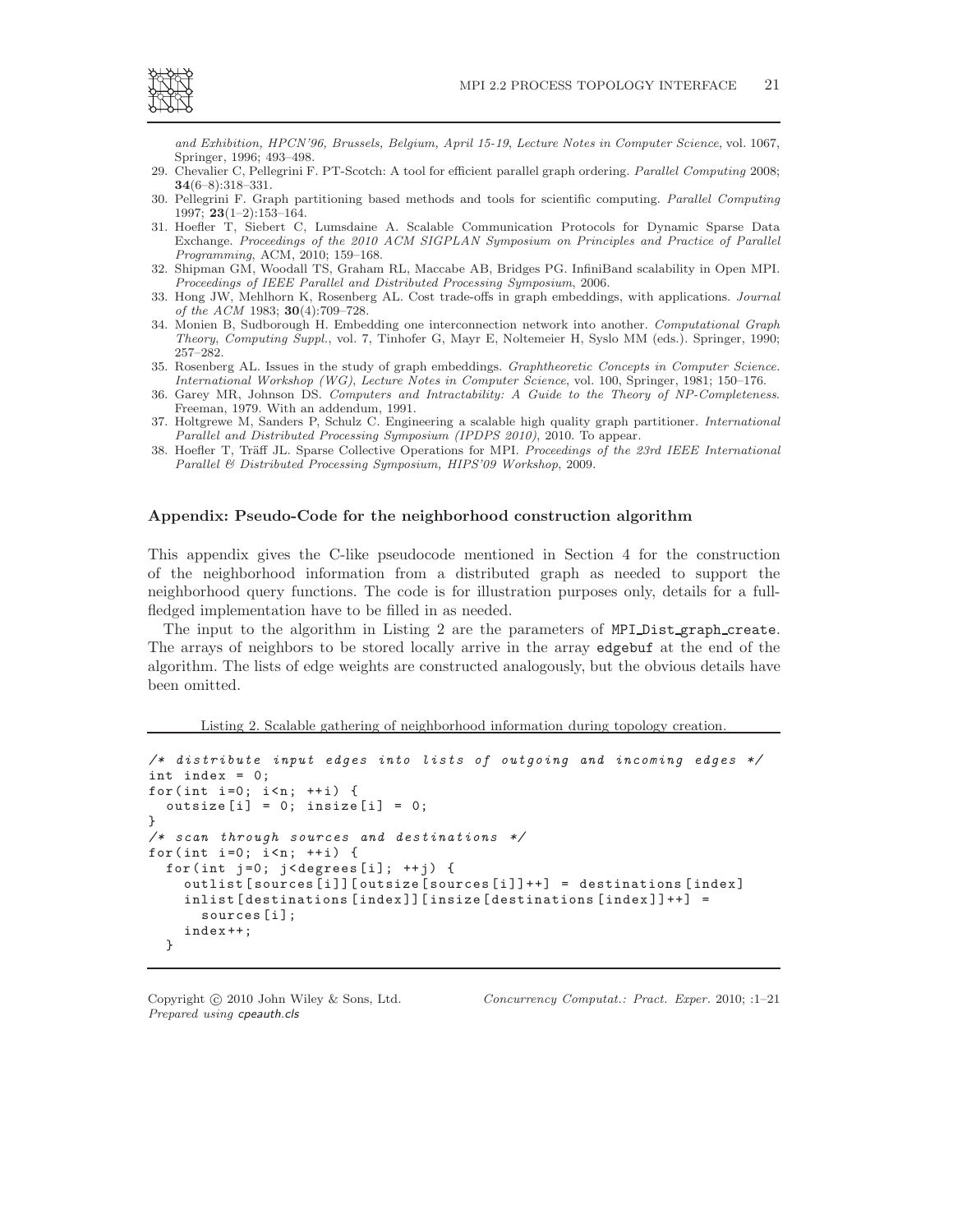*and Exhibition, HPCN'96, Brussels, Belgium, April 15-19*, *Lecture Notes in Computer Science*, vol. 1067, Springer, 1996; 493–498.

29. Chevalier C, Pellegrini F. PT-Scotch: A tool for efficient parallel graph ordering. *Parallel Computing* 2008; **34**(6–8):318–331.
30. Pellegrini F. Graph partitioning based methods and tools for scientific computing. *Parallel Computing* 1997; **23**(1–2):153–164.
31. Hoefler T, Siebert C, Lumsdaine A. Scalable Communication Protocols for Dynamic Sparse Data Exchange. *Proceedings of the 2010 ACM SIGPLAN Symposium on Principles and Practice of Parallel Programming*, ACM, 2010; 159–168.
32. Shipman GM, Woodall TS, Graham RL, Maccabe AB, Bridges PG. InfiniBand scalability in Open MPI. *Proceedings of IEEE Parallel and Distributed Processing Symposium*, 2006.
33. Hong JW, Mehlhorn K, Rosenberg AL. Cost trade-offs in graph embeddings, with applications. *Journal of the ACM* 1983; **30**(4):709–728.
34. Monien B, Sudborough H. Embedding one interconnection network into another. *Computational Graph Theory*, *Computing Suppl.*, vol. 7, Tinhofer G, Mayr E, Noltemeier H, Syslo MM (eds.). Springer, 1990; 257–282.
35. Rosenberg AL. Issues in the study of graph embeddings. *Graphtheoretic Concepts in Computer Science. International Workshop (WG)*, *Lecture Notes in Computer Science*, vol. 100, Springer, 1981; 150–176.
36. Garey MR, Johnson DS. *Computers and Intractability: A Guide to the Theory of NP-Completeness*. Freeman, 1979. With an addendum, 1991.
37. Holtgrewe M, Sanders P, Schulz C. Engineering a scalable high quality graph partitioner. *International Parallel and Distributed Processing Symposium (IPDPS 2010)*, 2010. To appear.
38. Hoefler T, Träff JL. Sparse Collective Operations for MPI. *Proceedings of the 23rd IEEE International Parallel & Distributed Processing Symposium, HIPS'09 Workshop*, 2009.

## Appendix: Pseudo-Code for the neighborhood construction algorithm

This appendix gives the C-like pseudocode mentioned in Section 4 for the construction of the neighborhood information from a distributed graph as needed to support the neighborhood query functions. The code is for illustration purposes only, details for a full-fledged implementation have to be filled in as needed.

The input to the algorithm in Listing 2 are the parameters of `MPI_Dist_graph_create`. The arrays of neighbors to be stored locally arrive in the array `edgebuf` at the end of the algorithm. The lists of edge weights are constructed analogously, but the obvious details have been omitted.

Listing 2. Scalable gathering of neighborhood information during topology creation.

```
/* distribute input edges into lists of outgoing and incoming edges */
int index = 0;
for(int i=0; i<n; ++i) {
  outsize[i] = 0; insize[i] = 0;
}
/* scan through sources and destinations */
for(int i=0; i<n; ++i) {
  for(int j=0; j<degrees[i]; ++j) {
    outlist[sources[i]][outsize[sources[i]]++] = destinations[index]
    inlist[destinations[index]][insize[destinations[index]]++] =
      sources[i];
    index++;
  }
```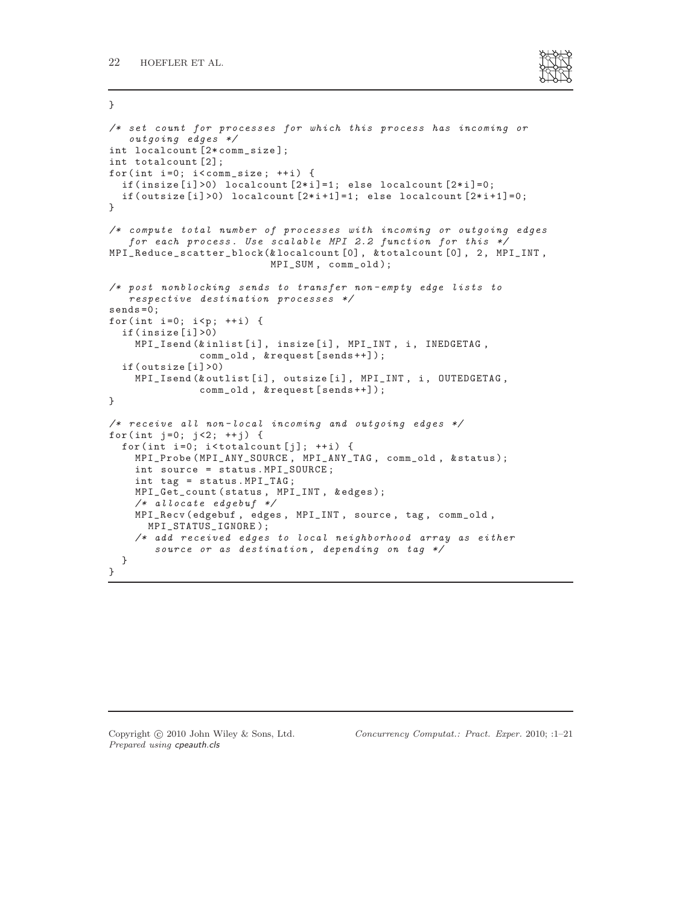```
}

/* set count for processes for which this process has incoming or
   outgoing edges */
int localcount[2*comm_size];
int totalcount[2];
for(int i=0; i<comm_size; ++i) {
  if(insize[i]>0) localcount[2*i]=1; else localcount[2*i]=0;
  if(outsize[i]>0) localcount[2*i+1]=1; else localcount[2*i+1]=0;
}

/* compute total number of processes with incoming or outgoing edges
   for each process. Use scalable MPI 2.2 function for this */
MPI_Reduce_scatter_block(&localcount[0], &totalcount[0], 2, MPI_INT,
                         MPI_SUM, comm_old);

/* post nonblocking sends to transfer non-empty edge lists to
   respective destination processes */
sends=0;
for(int i=0; i<p; ++i) {
  if(insize[i]>0)
    MPI_Isend(&inlist[i], insize[i], MPI_INT, i, INEDGETAG,
              comm_old, &request[sends++]);
  if(outsize[i]>0)
    MPI_Isend(&outlist[i], outsize[i], MPI_INT, i, OUTEDGETAG,
              comm_old, &request[sends++]);
}

/* receive all non-local incoming and outgoing edges */
for(int j=0; j<2; ++j) {
  for(int i=0; i<totalcount[j]; ++i) {
    MPI_Probe(MPI_ANY_SOURCE, MPI_ANY_TAG, comm_old, &status);
    int source = status.MPI_SOURCE;
    int tag = status.MPI_TAG;
    MPI_Get_count(status, MPI_INT, &edges);
    /* allocate edgebuf */
    MPI_Recv(edgebuf, edges, MPI_INT, source, tag, comm_old,
      MPI_STATUS_IGNORE);
    /* add received edges to local neighborhood array as either
       source or as destination, depending on tag */
  }
}
```